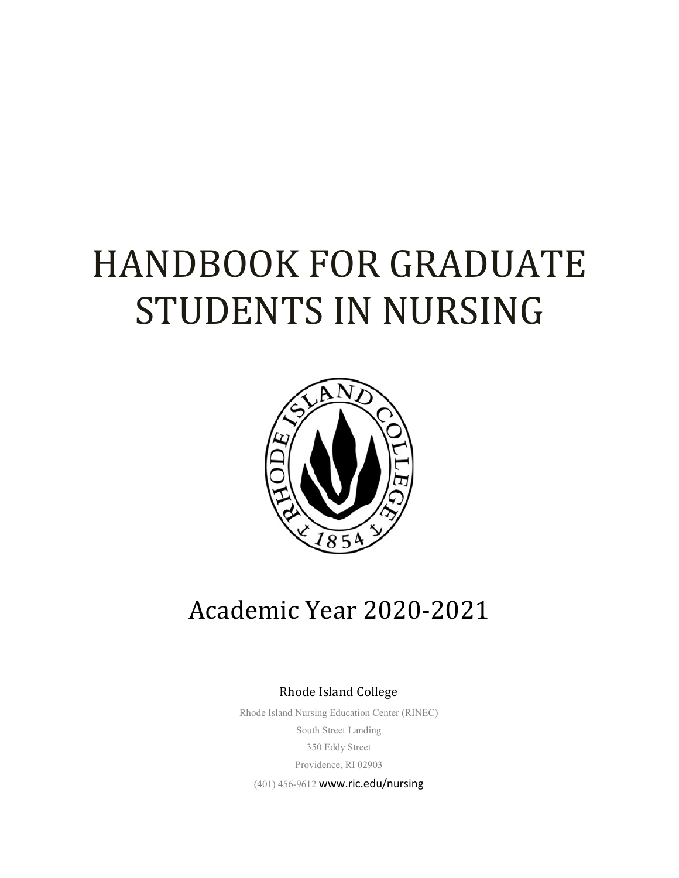# HANDBOOK FOR GRADUATE STUDENTS IN NURSING

## Academic Year 2020-2021

Rhode Island College

Rhode Island Nursing Education Center (RINEC)

South Street Landing

350 Eddy Street

Providence, RI 02903

(401) 456-9612 www.ric.edu/nursing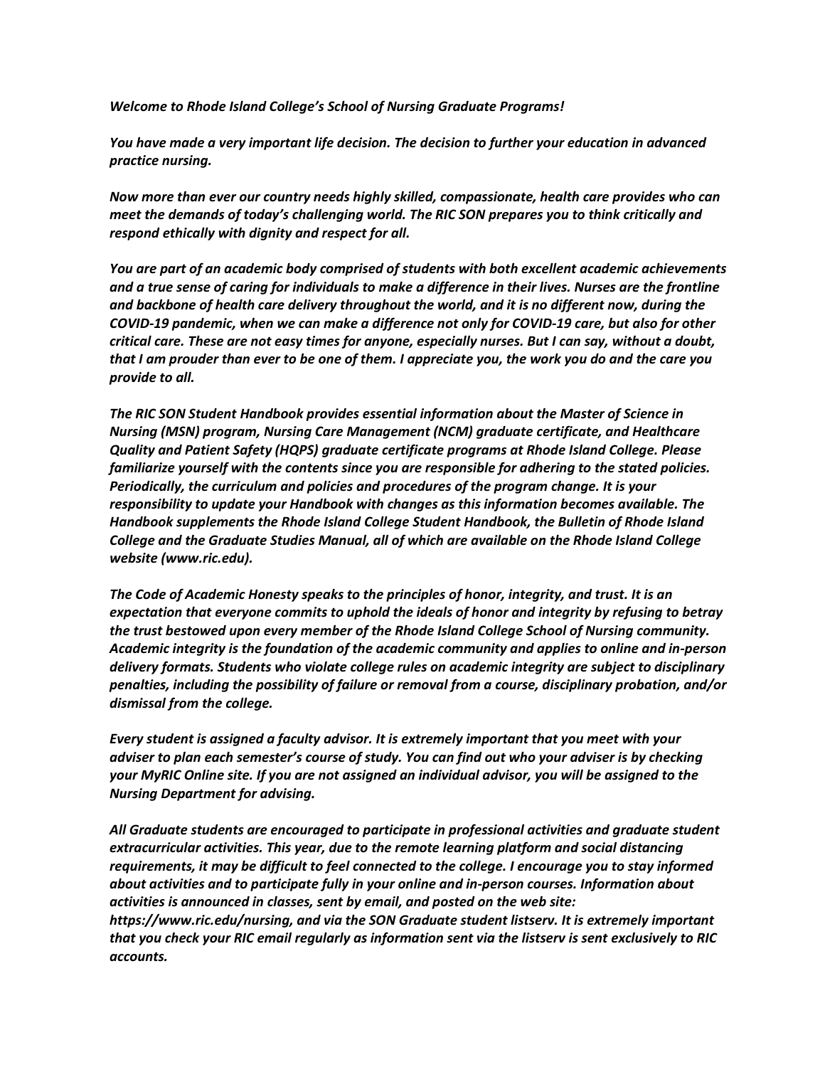***Welcome to Rhode Island College's School of Nursing Graduate Programs!***

***You have made a very important life decision. The decision to further your education in advanced practice nursing.***

***Now more than ever our country needs highly skilled, compassionate, health care provides who can meet the demands of today's challenging world. The RIC SON prepares you to think critically and respond ethically with dignity and respect for all.***

***You are part of an academic body comprised of students with both excellent academic achievements and a true sense of caring for individuals to make a difference in their lives. Nurses are the frontline and backbone of health care delivery throughout the world, and it is no different now, during the COVID-19 pandemic, when we can make a difference not only for COVID-19 care, but also for other critical care. These are not easy times for anyone, especially nurses. But I can say, without a doubt, that I am prouder than ever to be one of them. I appreciate you, the work you do and the care you provide to all.***

***The RIC SON Student Handbook provides essential information about the Master of Science in Nursing (MSN) program, Nursing Care Management (NCM) graduate certificate, and Healthcare Quality and Patient Safety (HQPS) graduate certificate programs at Rhode Island College. Please familiarize yourself with the contents since you are responsible for adhering to the stated policies. Periodically, the curriculum and policies and procedures of the program change. It is your responsibility to update your Handbook with changes as this information becomes available. The Handbook supplements the Rhode Island College Student Handbook, the Bulletin of Rhode Island College and the Graduate Studies Manual, all of which are available on the Rhode Island College website (www.ric.edu).***

***The Code of Academic Honesty speaks to the principles of honor, integrity, and trust. It is an expectation that everyone commits to uphold the ideals of honor and integrity by refusing to betray the trust bestowed upon every member of the Rhode Island College School of Nursing community. Academic integrity is the foundation of the academic community and applies to online and in-person delivery formats. Students who violate college rules on academic integrity are subject to disciplinary penalties, including the possibility of failure or removal from a course, disciplinary probation, and/or dismissal from the college.***

***Every student is assigned a faculty advisor. It is extremely important that you meet with your adviser to plan each semester's course of study. You can find out who your adviser is by checking your MyRIC Online site. If you are not assigned an individual advisor, you will be assigned to the Nursing Department for advising.***

***All Graduate students are encouraged to participate in professional activities and graduate student extracurricular activities. This year, due to the remote learning platform and social distancing requirements, it may be difficult to feel connected to the college. I encourage you to stay informed about activities and to participate fully in your online and in-person courses. Information about activities is announced in classes, sent by email, and posted on the web site: https://www.ric.edu/nursing, and via the SON Graduate student listserv. It is extremely important that you check your RIC email regularly as information sent via the listserv is sent exclusively to RIC accounts.***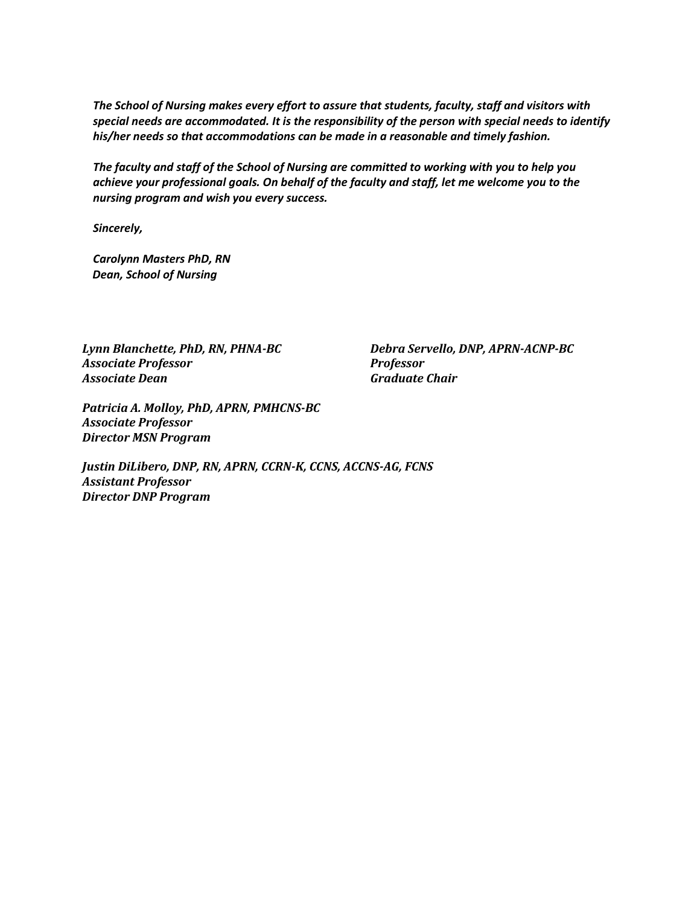*The School of Nursing makes every effort to assure that students, faculty, staff and visitors with special needs are accommodated. It is the responsibility of the person with special needs to identify his/her needs so that accommodations can be made in a reasonable and timely fashion.*

*The faculty and staff of the School of Nursing are committed to working with you to help you achieve your professional goals. On behalf of the faculty and staff, let me welcome you to the nursing program and wish you every success.*

*Sincerely,*

*Carolynn Masters PhD, RN*
*Dean, School of Nursing*

*Lynn Blanchette, PhD, RN, PHNA-BC*
*Associate Professor*
*Associate Dean*

*Debra Servello, DNP, APRN-ACNP-BC*
*Professor*
*Graduate Chair*

*Patricia A. Molloy, PhD, APRN, PMHCNS-BC*
*Associate Professor*
*Director MSN Program*

*Justin DiLibero, DNP, RN, APRN, CCRN-K, CCNS, ACCNS-AG, FCNS*
*Assistant Professor*
*Director DNP Program*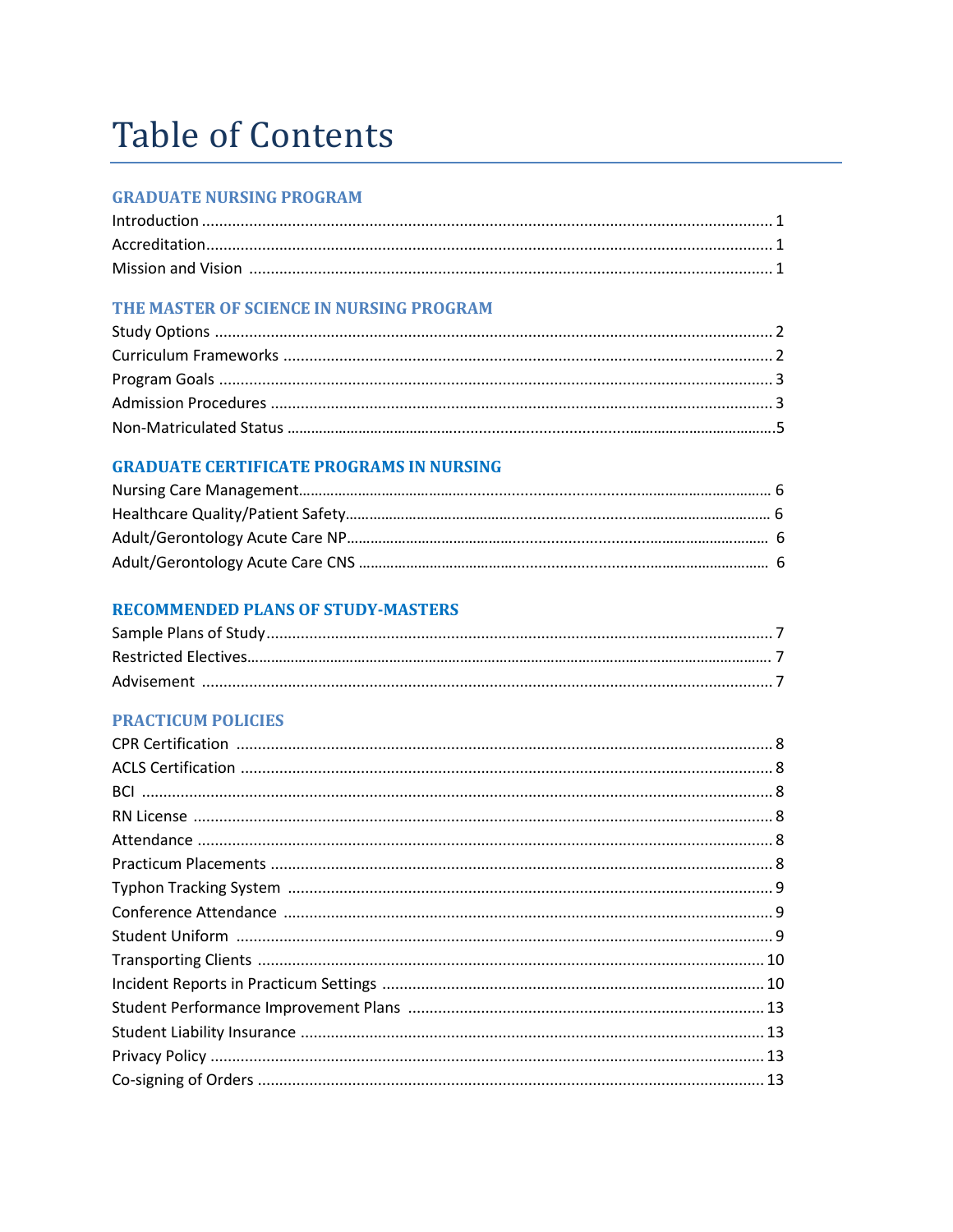# Table of Contents

## GRADUATE NURSING PROGRAM

Introduction .......... 1
Accreditation .......... 1
Mission and Vision .......... 1

## THE MASTER OF SCIENCE IN NURSING PROGRAM

Study Options .......... 2
Curriculum Frameworks .......... 2
Program Goals .......... 3
Admission Procedures .......... 3
Non-Matriculated Status .......... 5

## GRADUATE CERTIFICATE PROGRAMS IN NURSING

Nursing Care Management .......... 6
Healthcare Quality/Patient Safety .......... 6
Adult/Gerontology Acute Care NP .......... 6
Adult/Gerontology Acute Care CNS .......... 6

## RECOMMENDED PLANS OF STUDY-MASTERS

Sample Plans of Study .......... 7
Restricted Electives .......... 7
Advisement .......... 7

## PRACTICUM POLICIES

CPR Certification .......... 8
ACLS Certification .......... 8
BCI .......... 8
RN License .......... 8
Attendance .......... 8
Practicum Placements .......... 8
Typhon Tracking System .......... 9
Conference Attendance .......... 9
Student Uniform .......... 9
Transporting Clients .......... 10
Incident Reports in Practicum Settings .......... 10
Student Performance Improvement Plans .......... 13
Student Liability Insurance .......... 13
Privacy Policy .......... 13
Co-signing of Orders .......... 13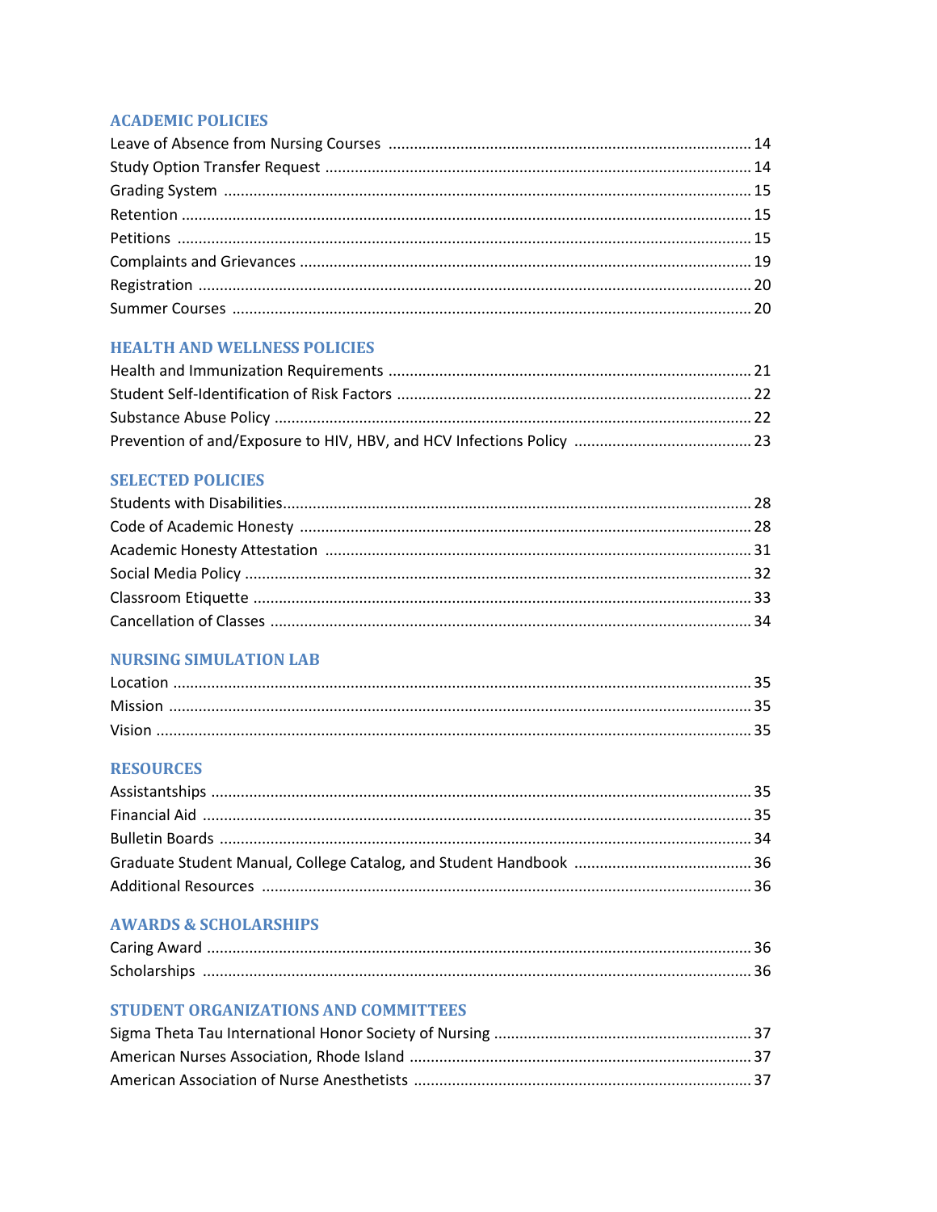## ACADEMIC POLICIES

Leave of Absence from Nursing Courses ..... 14
Study Option Transfer Request ..... 14
Grading System ..... 15
Retention ..... 15
Petitions ..... 15
Complaints and Grievances ..... 19
Registration ..... 20
Summer Courses ..... 20

## HEALTH AND WELLNESS POLICIES

Health and Immunization Requirements ..... 21
Student Self-Identification of Risk Factors ..... 22
Substance Abuse Policy ..... 22
Prevention of and/Exposure to HIV, HBV, and HCV Infections Policy ..... 23

## SELECTED POLICIES

Students with Disabilities ..... 28
Code of Academic Honesty ..... 28
Academic Honesty Attestation ..... 31
Social Media Policy ..... 32
Classroom Etiquette ..... 33
Cancellation of Classes ..... 34

## NURSING SIMULATION LAB

Location ..... 35
Mission ..... 35
Vision ..... 35

## RESOURCES

Assistantships ..... 35
Financial Aid ..... 35
Bulletin Boards ..... 34
Graduate Student Manual, College Catalog, and Student Handbook ..... 36
Additional Resources ..... 36

## AWARDS & SCHOLARSHIPS

Caring Award ..... 36
Scholarships ..... 36

## STUDENT ORGANIZATIONS AND COMMITTEES

Sigma Theta Tau International Honor Society of Nursing ..... 37
American Nurses Association, Rhode Island ..... 37
American Association of Nurse Anesthetists ..... 37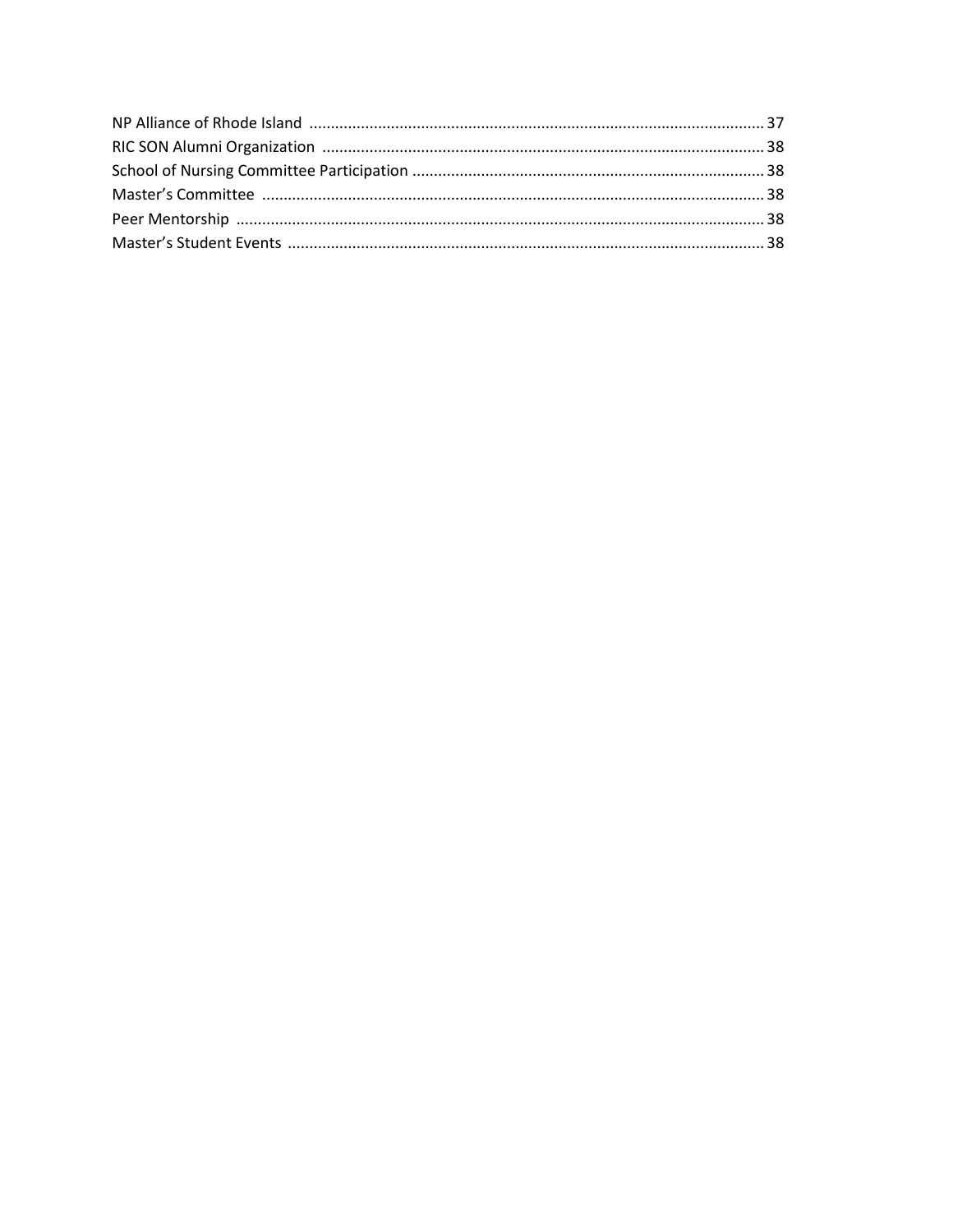NP Alliance of Rhode Island ........................................................................................................ 37
RIC SON Alumni Organization ..................................................................................................... 38
School of Nursing Committee Participation ................................................................................. 38
Master's Committee .................................................................................................................... 38
Peer Mentorship .......................................................................................................................... 38
Master's Student Events .............................................................................................................. 38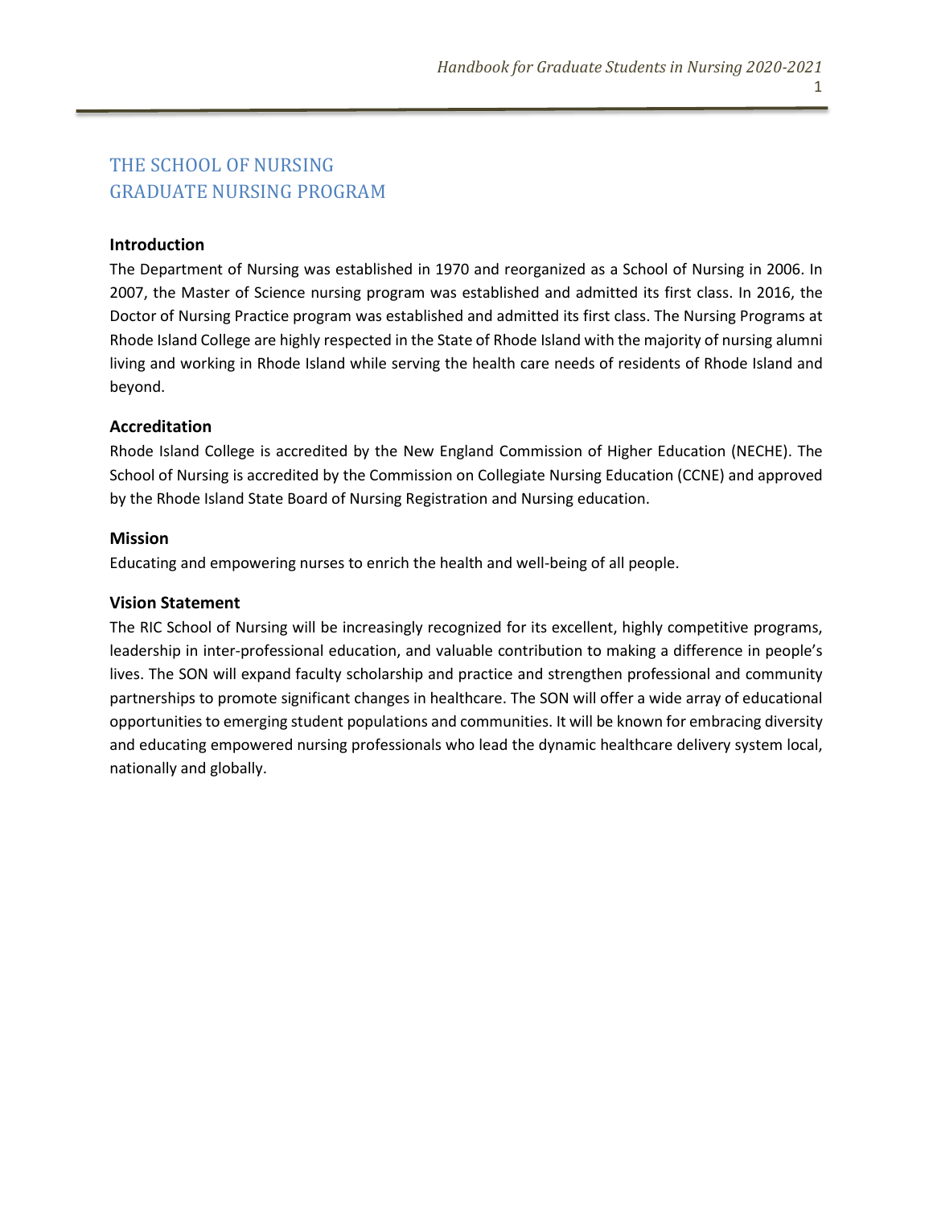# THE SCHOOL OF NURSING
# GRADUATE NURSING PROGRAM

### Introduction

The Department of Nursing was established in 1970 and reorganized as a School of Nursing in 2006. In 2007, the Master of Science nursing program was established and admitted its first class. In 2016, the Doctor of Nursing Practice program was established and admitted its first class. The Nursing Programs at Rhode Island College are highly respected in the State of Rhode Island with the majority of nursing alumni living and working in Rhode Island while serving the health care needs of residents of Rhode Island and beyond.

### Accreditation

Rhode Island College is accredited by the New England Commission of Higher Education (NECHE). The School of Nursing is accredited by the Commission on Collegiate Nursing Education (CCNE) and approved by the Rhode Island State Board of Nursing Registration and Nursing education.

### Mission

Educating and empowering nurses to enrich the health and well-being of all people.

### Vision Statement

The RIC School of Nursing will be increasingly recognized for its excellent, highly competitive programs, leadership in inter-professional education, and valuable contribution to making a difference in people's lives. The SON will expand faculty scholarship and practice and strengthen professional and community partnerships to promote significant changes in healthcare. The SON will offer a wide array of educational opportunities to emerging student populations and communities. It will be known for embracing diversity and educating empowered nursing professionals who lead the dynamic healthcare delivery system local, nationally and globally.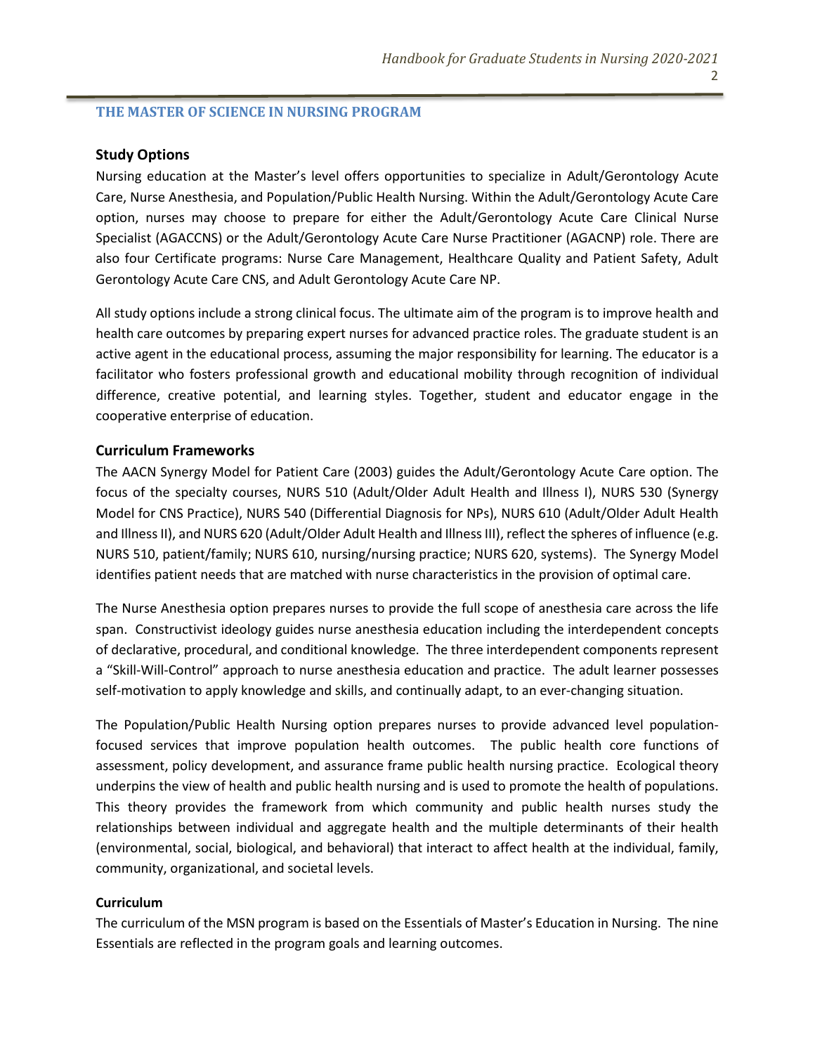## THE MASTER OF SCIENCE IN NURSING PROGRAM

### Study Options

Nursing education at the Master's level offers opportunities to specialize in Adult/Gerontology Acute Care, Nurse Anesthesia, and Population/Public Health Nursing. Within the Adult/Gerontology Acute Care option, nurses may choose to prepare for either the Adult/Gerontology Acute Care Clinical Nurse Specialist (AGACCNS) or the Adult/Gerontology Acute Care Nurse Practitioner (AGACNP) role. There are also four Certificate programs: Nurse Care Management, Healthcare Quality and Patient Safety, Adult Gerontology Acute Care CNS, and Adult Gerontology Acute Care NP.

All study options include a strong clinical focus. The ultimate aim of the program is to improve health and health care outcomes by preparing expert nurses for advanced practice roles. The graduate student is an active agent in the educational process, assuming the major responsibility for learning. The educator is a facilitator who fosters professional growth and educational mobility through recognition of individual difference, creative potential, and learning styles. Together, student and educator engage in the cooperative enterprise of education.

### Curriculum Frameworks

The AACN Synergy Model for Patient Care (2003) guides the Adult/Gerontology Acute Care option. The focus of the specialty courses, NURS 510 (Adult/Older Adult Health and Illness I), NURS 530 (Synergy Model for CNS Practice), NURS 540 (Differential Diagnosis for NPs), NURS 610 (Adult/Older Adult Health and Illness II), and NURS 620 (Adult/Older Adult Health and Illness III), reflect the spheres of influence (e.g. NURS 510, patient/family; NURS 610, nursing/nursing practice; NURS 620, systems). The Synergy Model identifies patient needs that are matched with nurse characteristics in the provision of optimal care.

The Nurse Anesthesia option prepares nurses to provide the full scope of anesthesia care across the life span. Constructivist ideology guides nurse anesthesia education including the interdependent concepts of declarative, procedural, and conditional knowledge. The three interdependent components represent a "Skill-Will-Control" approach to nurse anesthesia education and practice. The adult learner possesses self-motivation to apply knowledge and skills, and continually adapt, to an ever-changing situation.

The Population/Public Health Nursing option prepares nurses to provide advanced level population-focused services that improve population health outcomes. The public health core functions of assessment, policy development, and assurance frame public health nursing practice. Ecological theory underpins the view of health and public health nursing and is used to promote the health of populations. This theory provides the framework from which community and public health nurses study the relationships between individual and aggregate health and the multiple determinants of their health (environmental, social, biological, and behavioral) that interact to affect health at the individual, family, community, organizational, and societal levels.

#### Curriculum

The curriculum of the MSN program is based on the Essentials of Master's Education in Nursing. The nine Essentials are reflected in the program goals and learning outcomes.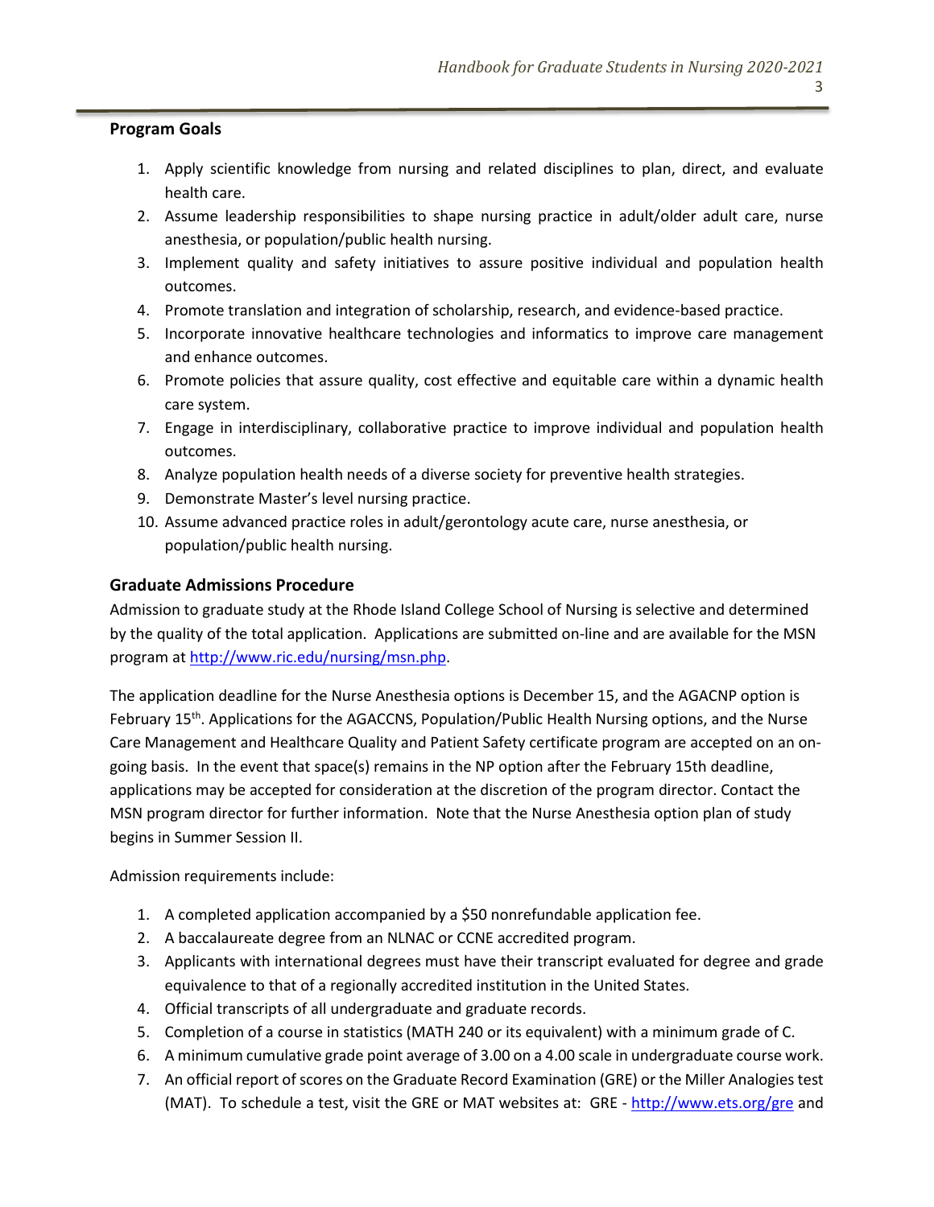## Program Goals

1. Apply scientific knowledge from nursing and related disciplines to plan, direct, and evaluate health care.
2. Assume leadership responsibilities to shape nursing practice in adult/older adult care, nurse anesthesia, or population/public health nursing.
3. Implement quality and safety initiatives to assure positive individual and population health outcomes.
4. Promote translation and integration of scholarship, research, and evidence-based practice.
5. Incorporate innovative healthcare technologies and informatics to improve care management and enhance outcomes.
6. Promote policies that assure quality, cost effective and equitable care within a dynamic health care system.
7. Engage in interdisciplinary, collaborative practice to improve individual and population health outcomes.
8. Analyze population health needs of a diverse society for preventive health strategies.
9. Demonstrate Master's level nursing practice.
10. Assume advanced practice roles in adult/gerontology acute care, nurse anesthesia, or population/public health nursing.

## Graduate Admissions Procedure

Admission to graduate study at the Rhode Island College School of Nursing is selective and determined by the quality of the total application. Applications are submitted on-line and are available for the MSN program at http://www.ric.edu/nursing/msn.php.

The application deadline for the Nurse Anesthesia options is December 15, and the AGACNP option is February 15th. Applications for the AGACCNS, Population/Public Health Nursing options, and the Nurse Care Management and Healthcare Quality and Patient Safety certificate program are accepted on an on-going basis. In the event that space(s) remains in the NP option after the February 15th deadline, applications may be accepted for consideration at the discretion of the program director. Contact the MSN program director for further information. Note that the Nurse Anesthesia option plan of study begins in Summer Session II.

Admission requirements include:

1. A completed application accompanied by a $50 nonrefundable application fee.
2. A baccalaureate degree from an NLNAC or CCNE accredited program.
3. Applicants with international degrees must have their transcript evaluated for degree and grade equivalence to that of a regionally accredited institution in the United States.
4. Official transcripts of all undergraduate and graduate records.
5. Completion of a course in statistics (MATH 240 or its equivalent) with a minimum grade of C.
6. A minimum cumulative grade point average of 3.00 on a 4.00 scale in undergraduate course work.
7. An official report of scores on the Graduate Record Examination (GRE) or the Miller Analogies test (MAT). To schedule a test, visit the GRE or MAT websites at: GRE - http://www.ets.org/gre and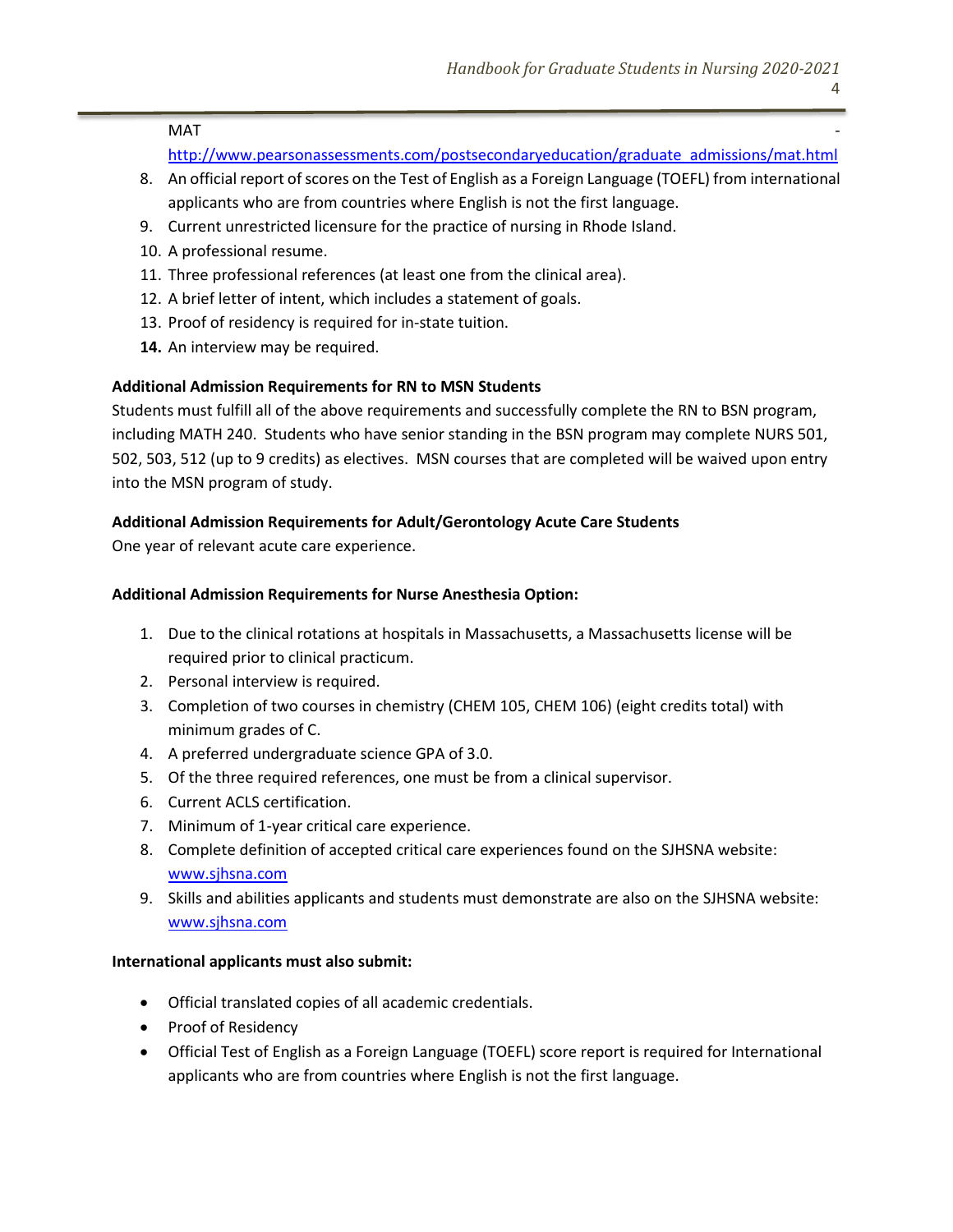MAT - http://www.pearsonassessments.com/postsecondaryeducation/graduate_admissions/mat.html

8. An official report of scores on the Test of English as a Foreign Language (TOEFL) from international applicants who are from countries where English is not the first language.
9. Current unrestricted licensure for the practice of nursing in Rhode Island.
10. A professional resume.
11. Three professional references (at least one from the clinical area).
12. A brief letter of intent, which includes a statement of goals.
13. Proof of residency is required for in-state tuition.
14. An interview may be required.

**Additional Admission Requirements for RN to MSN Students**

Students must fulfill all of the above requirements and successfully complete the RN to BSN program, including MATH 240. Students who have senior standing in the BSN program may complete NURS 501, 502, 503, 512 (up to 9 credits) as electives. MSN courses that are completed will be waived upon entry into the MSN program of study.

**Additional Admission Requirements for Adult/Gerontology Acute Care Students**

One year of relevant acute care experience.

**Additional Admission Requirements for Nurse Anesthesia Option:**

1. Due to the clinical rotations at hospitals in Massachusetts, a Massachusetts license will be required prior to clinical practicum.
2. Personal interview is required.
3. Completion of two courses in chemistry (CHEM 105, CHEM 106) (eight credits total) with minimum grades of C.
4. A preferred undergraduate science GPA of 3.0.
5. Of the three required references, one must be from a clinical supervisor.
6. Current ACLS certification.
7. Minimum of 1-year critical care experience.
8. Complete definition of accepted critical care experiences found on the SJHSNA website: www.sjhsna.com
9. Skills and abilities applicants and students must demonstrate are also on the SJHSNA website: www.sjhsna.com

**International applicants must also submit:**

- Official translated copies of all academic credentials.
- Proof of Residency
- Official Test of English as a Foreign Language (TOEFL) score report is required for International applicants who are from countries where English is not the first language.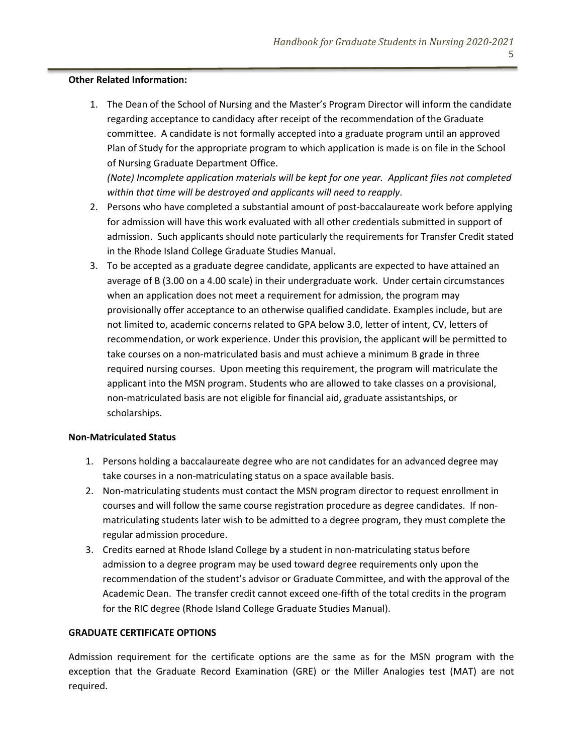**Other Related Information:**

1. The Dean of the School of Nursing and the Master's Program Director will inform the candidate regarding acceptance to candidacy after receipt of the recommendation of the Graduate committee. A candidate is not formally accepted into a graduate program until an approved Plan of Study for the appropriate program to which application is made is on file in the School of Nursing Graduate Department Office.
   *(Note) Incomplete application materials will be kept for one year. Applicant files not completed within that time will be destroyed and applicants will need to reapply*.
2. Persons who have completed a substantial amount of post-baccalaureate work before applying for admission will have this work evaluated with all other credentials submitted in support of admission. Such applicants should note particularly the requirements for Transfer Credit stated in the Rhode Island College Graduate Studies Manual.
3. To be accepted as a graduate degree candidate, applicants are expected to have attained an average of B (3.00 on a 4.00 scale) in their undergraduate work. Under certain circumstances when an application does not meet a requirement for admission, the program may provisionally offer acceptance to an otherwise qualified candidate. Examples include, but are not limited to, academic concerns related to GPA below 3.0, letter of intent, CV, letters of recommendation, or work experience. Under this provision, the applicant will be permitted to take courses on a non-matriculated basis and must achieve a minimum B grade in three required nursing courses. Upon meeting this requirement, the program will matriculate the applicant into the MSN program. Students who are allowed to take classes on a provisional, non-matriculated basis are not eligible for financial aid, graduate assistantships, or scholarships.

**Non-Matriculated Status**

1. Persons holding a baccalaureate degree who are not candidates for an advanced degree may take courses in a non-matriculating status on a space available basis.
2. Non-matriculating students must contact the MSN program director to request enrollment in courses and will follow the same course registration procedure as degree candidates. If non-matriculating students later wish to be admitted to a degree program, they must complete the regular admission procedure.
3. Credits earned at Rhode Island College by a student in non-matriculating status before admission to a degree program may be used toward degree requirements only upon the recommendation of the student's advisor or Graduate Committee, and with the approval of the Academic Dean. The transfer credit cannot exceed one-fifth of the total credits in the program for the RIC degree (Rhode Island College Graduate Studies Manual).

**GRADUATE CERTIFICATE OPTIONS**

Admission requirement for the certificate options are the same as for the MSN program with the exception that the Graduate Record Examination (GRE) or the Miller Analogies test (MAT) are not required.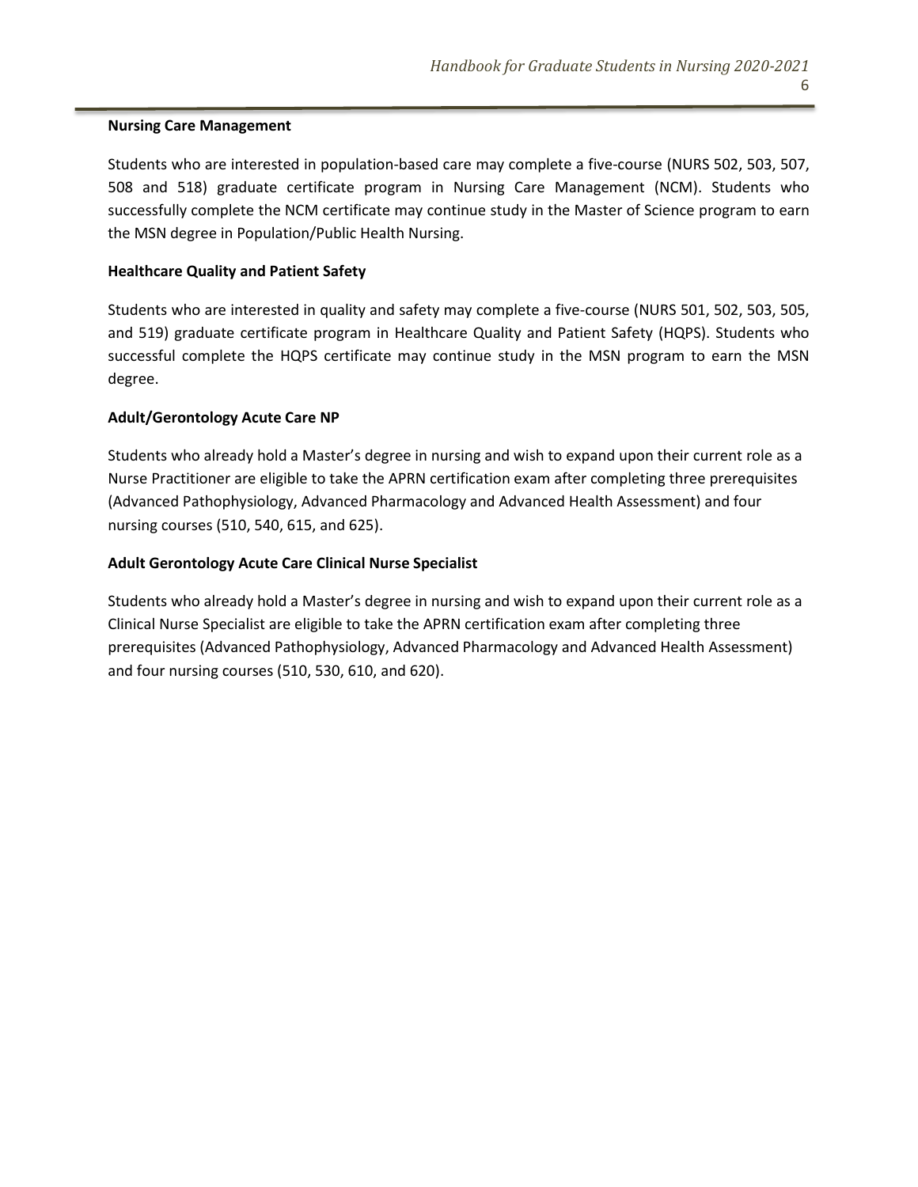**Nursing Care Management**

Students who are interested in population-based care may complete a five-course (NURS 502, 503, 507, 508 and 518) graduate certificate program in Nursing Care Management (NCM). Students who successfully complete the NCM certificate may continue study in the Master of Science program to earn the MSN degree in Population/Public Health Nursing.

**Healthcare Quality and Patient Safety**

Students who are interested in quality and safety may complete a five-course (NURS 501, 502, 503, 505, and 519) graduate certificate program in Healthcare Quality and Patient Safety (HQPS). Students who successful complete the HQPS certificate may continue study in the MSN program to earn the MSN degree.

**Adult/Gerontology Acute Care NP**

Students who already hold a Master's degree in nursing and wish to expand upon their current role as a Nurse Practitioner are eligible to take the APRN certification exam after completing three prerequisites (Advanced Pathophysiology, Advanced Pharmacology and Advanced Health Assessment) and four nursing courses (510, 540, 615, and 625).

**Adult Gerontology Acute Care Clinical Nurse Specialist**

Students who already hold a Master's degree in nursing and wish to expand upon their current role as a Clinical Nurse Specialist are eligible to take the APRN certification exam after completing three prerequisites (Advanced Pathophysiology, Advanced Pharmacology and Advanced Health Assessment) and four nursing courses (510, 530, 610, and 620).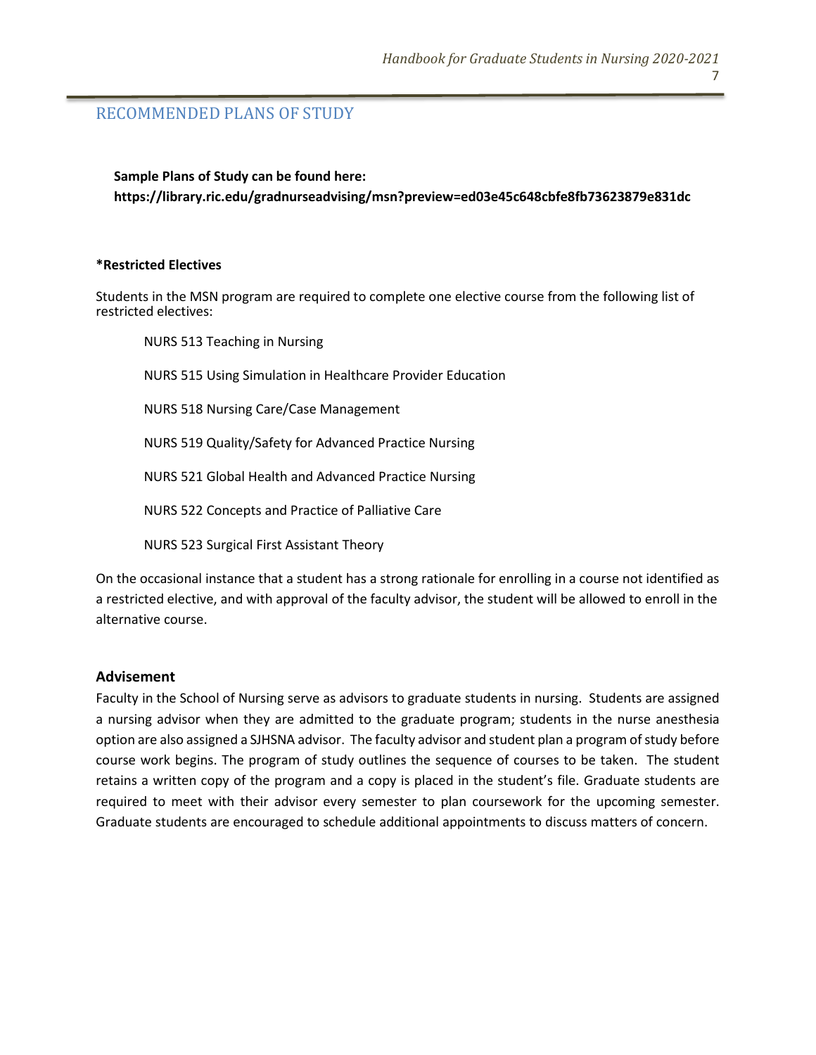## RECOMMENDED PLANS OF STUDY

**Sample Plans of Study can be found here:**
**https://library.ric.edu/gradnurseadvising/msn?preview=ed03e45c648cbfe8fb73623879e831dc**

**\*Restricted Electives**

Students in the MSN program are required to complete one elective course from the following list of restricted electives:

NURS 513 Teaching in Nursing

NURS 515 Using Simulation in Healthcare Provider Education

NURS 518 Nursing Care/Case Management

NURS 519 Quality/Safety for Advanced Practice Nursing

NURS 521 Global Health and Advanced Practice Nursing

NURS 522 Concepts and Practice of Palliative Care

NURS 523 Surgical First Assistant Theory

On the occasional instance that a student has a strong rationale for enrolling in a course not identified as a restricted elective, and with approval of the faculty advisor, the student will be allowed to enroll in the alternative course.

### Advisement

Faculty in the School of Nursing serve as advisors to graduate students in nursing. Students are assigned a nursing advisor when they are admitted to the graduate program; students in the nurse anesthesia option are also assigned a SJHSNA advisor. The faculty advisor and student plan a program of study before course work begins. The program of study outlines the sequence of courses to be taken. The student retains a written copy of the program and a copy is placed in the student's file. Graduate students are required to meet with their advisor every semester to plan coursework for the upcoming semester. Graduate students are encouraged to schedule additional appointments to discuss matters of concern.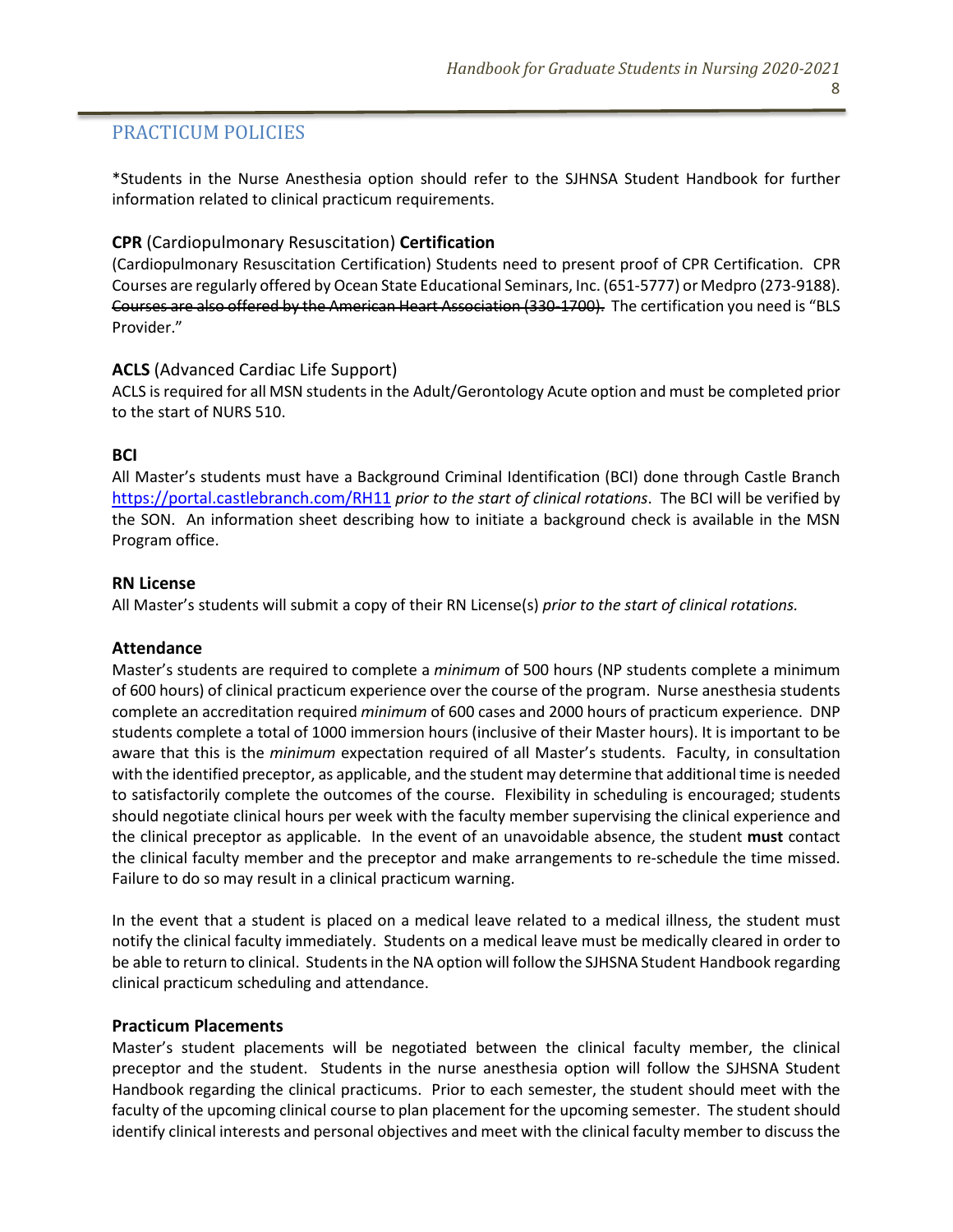## PRACTICUM POLICIES

*Students in the Nurse Anesthesia option should refer to the SJHNSA Student Handbook for further information related to clinical practicum requirements.

### **CPR** (Cardiopulmonary Resuscitation) **Certification**

(Cardiopulmonary Resuscitation Certification) Students need to present proof of CPR Certification. CPR Courses are regularly offered by Ocean State Educational Seminars, Inc. (651-5777) or Medpro (273-9188). ~~Courses are also offered by the American Heart Association (330-1700).~~ The certification you need is "BLS Provider."

### **ACLS** (Advanced Cardiac Life Support)

ACLS is required for all MSN students in the Adult/Gerontology Acute option and must be completed prior to the start of NURS 510.

### **BCI**

All Master's students must have a Background Criminal Identification (BCI) done through Castle Branch https://portal.castlebranch.com/RH11 *prior to the start of clinical rotations*. The BCI will be verified by the SON. An information sheet describing how to initiate a background check is available in the MSN Program office.

### **RN License**

All Master's students will submit a copy of their RN License(s) *prior to the start of clinical rotations.*

### **Attendance**

Master's students are required to complete a *minimum* of 500 hours (NP students complete a minimum of 600 hours) of clinical practicum experience over the course of the program. Nurse anesthesia students complete an accreditation required *minimum* of 600 cases and 2000 hours of practicum experience. DNP students complete a total of 1000 immersion hours (inclusive of their Master hours). It is important to be aware that this is the *minimum* expectation required of all Master's students. Faculty, in consultation with the identified preceptor, as applicable, and the student may determine that additional time is needed to satisfactorily complete the outcomes of the course. Flexibility in scheduling is encouraged; students should negotiate clinical hours per week with the faculty member supervising the clinical experience and the clinical preceptor as applicable. In the event of an unavoidable absence, the student **must** contact the clinical faculty member and the preceptor and make arrangements to re-schedule the time missed. Failure to do so may result in a clinical practicum warning.

In the event that a student is placed on a medical leave related to a medical illness, the student must notify the clinical faculty immediately. Students on a medical leave must be medically cleared in order to be able to return to clinical. Students in the NA option will follow the SJHSNA Student Handbook regarding clinical practicum scheduling and attendance.

### **Practicum Placements**

Master's student placements will be negotiated between the clinical faculty member, the clinical preceptor and the student. Students in the nurse anesthesia option will follow the SJHSNA Student Handbook regarding the clinical practicums. Prior to each semester, the student should meet with the faculty of the upcoming clinical course to plan placement for the upcoming semester. The student should identify clinical interests and personal objectives and meet with the clinical faculty member to discuss the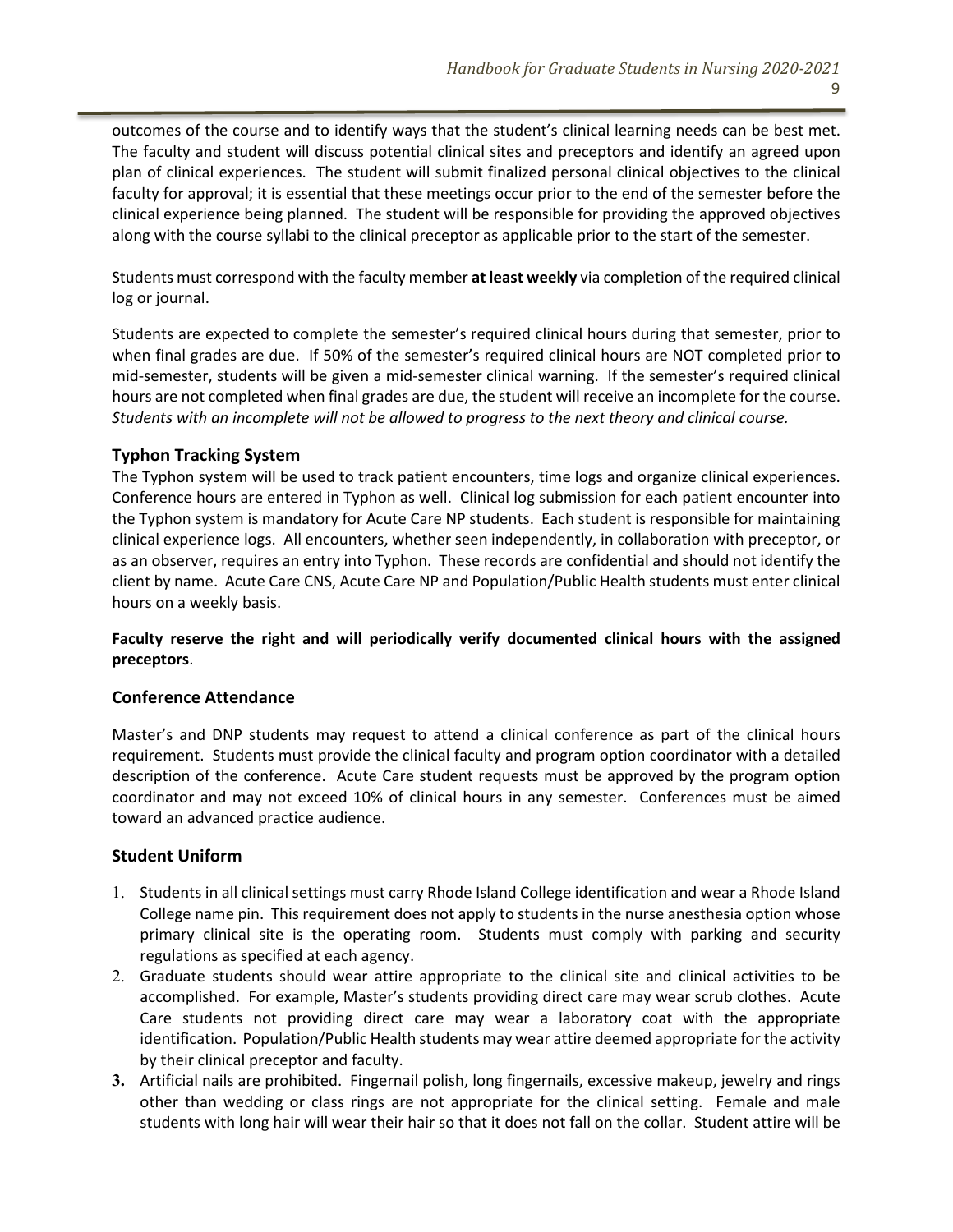outcomes of the course and to identify ways that the student's clinical learning needs can be best met. The faculty and student will discuss potential clinical sites and preceptors and identify an agreed upon plan of clinical experiences. The student will submit finalized personal clinical objectives to the clinical faculty for approval; it is essential that these meetings occur prior to the end of the semester before the clinical experience being planned. The student will be responsible for providing the approved objectives along with the course syllabi to the clinical preceptor as applicable prior to the start of the semester.

Students must correspond with the faculty member **at least weekly** via completion of the required clinical log or journal.

Students are expected to complete the semester's required clinical hours during that semester, prior to when final grades are due. If 50% of the semester's required clinical hours are NOT completed prior to mid-semester, students will be given a mid-semester clinical warning. If the semester's required clinical hours are not completed when final grades are due, the student will receive an incomplete for the course. *Students with an incomplete will not be allowed to progress to the next theory and clinical course.*

### Typhon Tracking System

The Typhon system will be used to track patient encounters, time logs and organize clinical experiences. Conference hours are entered in Typhon as well. Clinical log submission for each patient encounter into the Typhon system is mandatory for Acute Care NP students. Each student is responsible for maintaining clinical experience logs. All encounters, whether seen independently, in collaboration with preceptor, or as an observer, requires an entry into Typhon. These records are confidential and should not identify the client by name. Acute Care CNS, Acute Care NP and Population/Public Health students must enter clinical hours on a weekly basis.

**Faculty reserve the right and will periodically verify documented clinical hours with the assigned preceptors**.

### Conference Attendance

Master's and DNP students may request to attend a clinical conference as part of the clinical hours requirement. Students must provide the clinical faculty and program option coordinator with a detailed description of the conference. Acute Care student requests must be approved by the program option coordinator and may not exceed 10% of clinical hours in any semester. Conferences must be aimed toward an advanced practice audience.

### Student Uniform

1. Students in all clinical settings must carry Rhode Island College identification and wear a Rhode Island College name pin. This requirement does not apply to students in the nurse anesthesia option whose primary clinical site is the operating room. Students must comply with parking and security regulations as specified at each agency.
2. Graduate students should wear attire appropriate to the clinical site and clinical activities to be accomplished. For example, Master's students providing direct care may wear scrub clothes. Acute Care students not providing direct care may wear a laboratory coat with the appropriate identification. Population/Public Health students may wear attire deemed appropriate for the activity by their clinical preceptor and faculty.
3. Artificial nails are prohibited. Fingernail polish, long fingernails, excessive makeup, jewelry and rings other than wedding or class rings are not appropriate for the clinical setting. Female and male students with long hair will wear their hair so that it does not fall on the collar. Student attire will be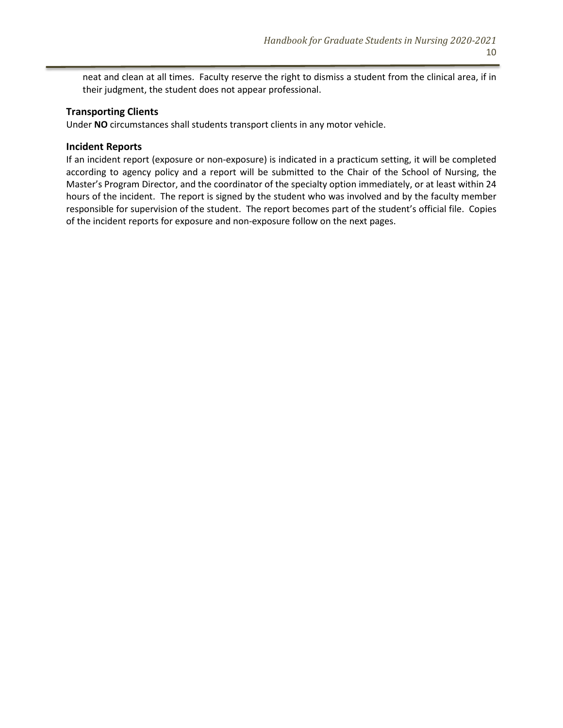neat and clean at all times. Faculty reserve the right to dismiss a student from the clinical area, if in their judgment, the student does not appear professional.

### Transporting Clients

Under **NO** circumstances shall students transport clients in any motor vehicle.

### Incident Reports

If an incident report (exposure or non-exposure) is indicated in a practicum setting, it will be completed according to agency policy and a report will be submitted to the Chair of the School of Nursing, the Master's Program Director, and the coordinator of the specialty option immediately, or at least within 24 hours of the incident. The report is signed by the student who was involved and by the faculty member responsible for supervision of the student. The report becomes part of the student's official file. Copies of the incident reports for exposure and non-exposure follow on the next pages.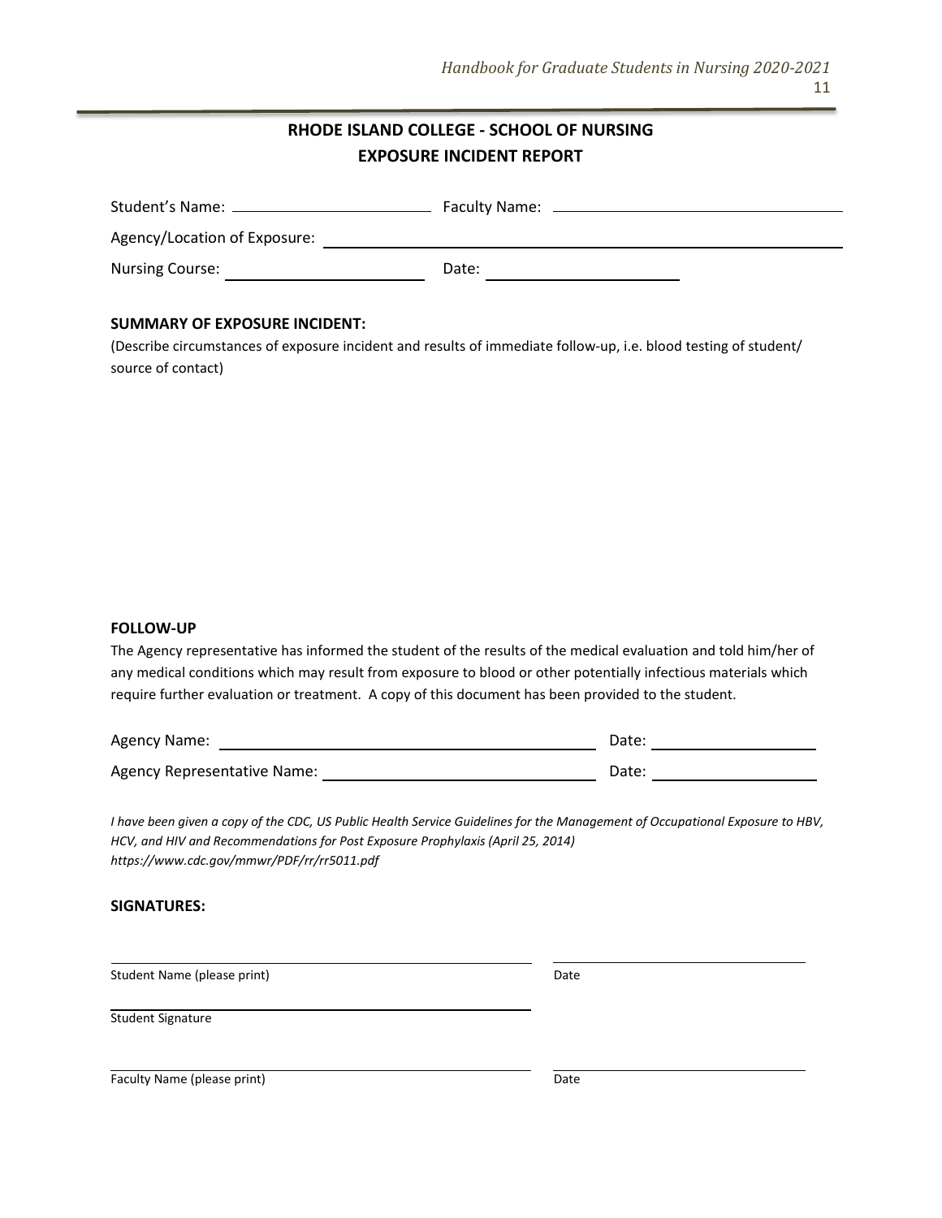## RHODE ISLAND COLLEGE - SCHOOL OF NURSING
## EXPOSURE INCIDENT REPORT

Student's Name: ______________________ Faculty Name: ______________________________

Agency/Location of Exposure: ______________________________________________________

Nursing Course: ____________________ Date: ____________________

**SUMMARY OF EXPOSURE INCIDENT:**

(Describe circumstances of exposure incident and results of immediate follow-up, i.e. blood testing of student/ source of contact)

**FOLLOW-UP**

The Agency representative has informed the student of the results of the medical evaluation and told him/her of any medical conditions which may result from exposure to blood or other potentially infectious materials which require further evaluation or treatment. A copy of this document has been provided to the student.

Agency Name: ______________________________________ Date: __________________

Agency Representative Name: ____________________________ Date: __________________

*I have been given a copy of the CDC, US Public Health Service Guidelines for the Management of Occupational Exposure to HBV, HCV, and HIV and Recommendations for Post Exposure Prophylaxis (April 25, 2014) https://www.cdc.gov/mmwr/PDF/rr/rr5011.pdf*

**SIGNATURES:**

______________________________________ ____________________________

Student Name (please print) Date

______________________________________

Student Signature

______________________________________ ____________________________

Faculty Name (please print) Date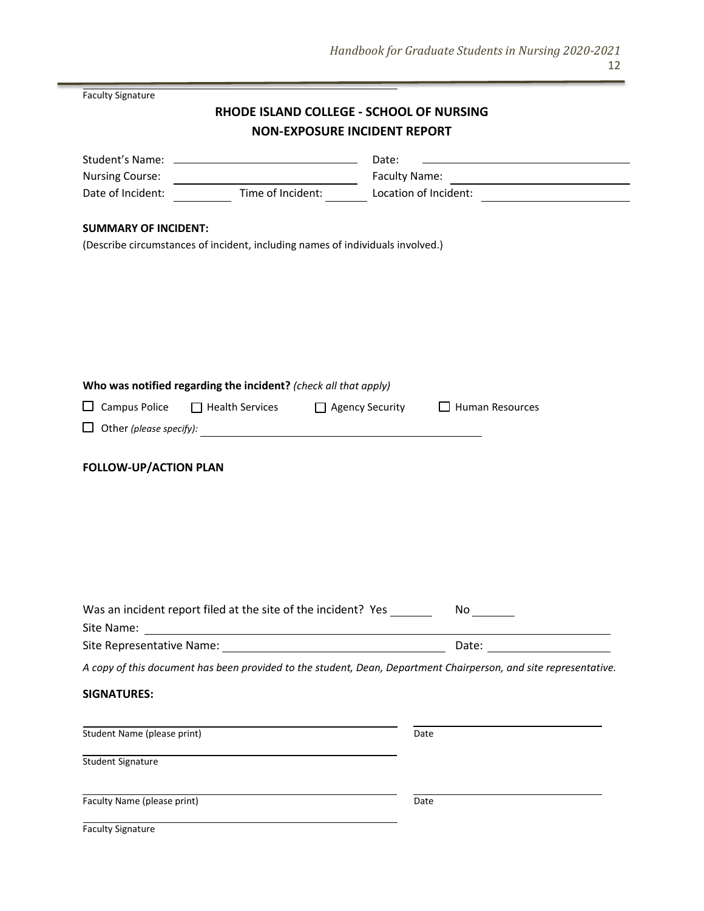Faculty Signature

## RHODE ISLAND COLLEGE - SCHOOL OF NURSING
## NON-EXPOSURE INCIDENT REPORT

Student's Name: ____________________ Date: ____________________

Nursing Course: ____________________ Faculty Name: ____________________

Date of Incident: ________ Time of Incident: ________ Location of Incident: ____________________

**SUMMARY OF INCIDENT:**

(Describe circumstances of incident, including names of individuals involved.)

**Who was notified regarding the incident?** *(check all that apply)*

☐ Campus Police ☐ Health Services ☐ Agency Security ☐ Human Resources

☐ Other *(please specify):* ____________________

**FOLLOW-UP/ACTION PLAN**

Was an incident report filed at the site of the incident? Yes ______ No ______

Site Name: ____________________

Site Representative Name: ____________________ Date: ____________________

*A copy of this document has been provided to the student, Dean, Department Chairperson, and site representative.*

**SIGNATURES:**

Student Name (please print) ____________________ Date ____________________

Student Signature ____________________

Faculty Name (please print) ____________________ Date ____________________

Faculty Signature ____________________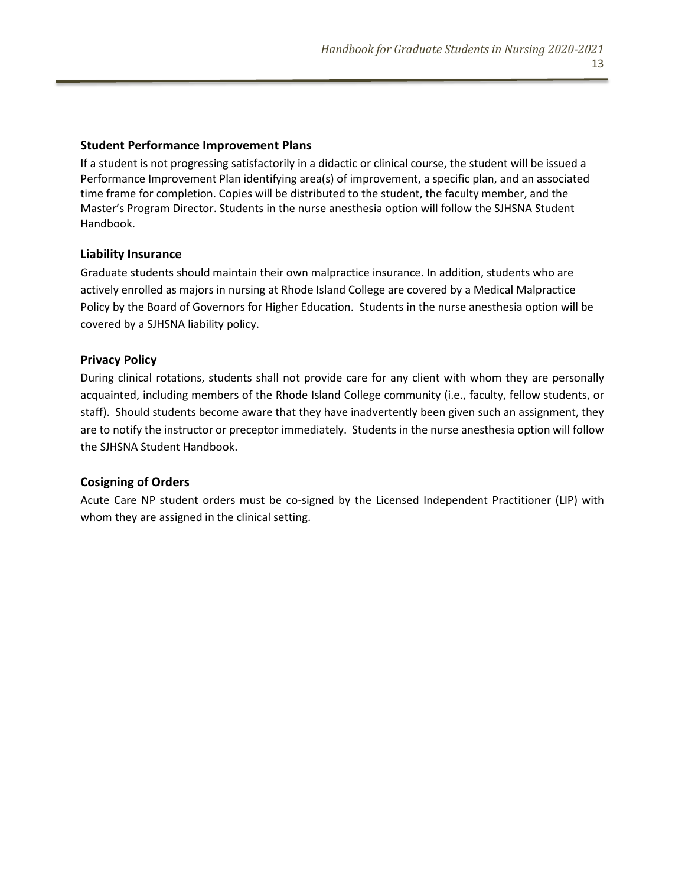### Student Performance Improvement Plans

If a student is not progressing satisfactorily in a didactic or clinical course, the student will be issued a Performance Improvement Plan identifying area(s) of improvement, a specific plan, and an associated time frame for completion. Copies will be distributed to the student, the faculty member, and the Master's Program Director. Students in the nurse anesthesia option will follow the SJHSNA Student Handbook.

### Liability Insurance

Graduate students should maintain their own malpractice insurance. In addition, students who are actively enrolled as majors in nursing at Rhode Island College are covered by a Medical Malpractice Policy by the Board of Governors for Higher Education. Students in the nurse anesthesia option will be covered by a SJHSNA liability policy.

### Privacy Policy

During clinical rotations, students shall not provide care for any client with whom they are personally acquainted, including members of the Rhode Island College community (i.e., faculty, fellow students, or staff). Should students become aware that they have inadvertently been given such an assignment, they are to notify the instructor or preceptor immediately. Students in the nurse anesthesia option will follow the SJHSNA Student Handbook.

### Cosigning of Orders

Acute Care NP student orders must be co-signed by the Licensed Independent Practitioner (LIP) with whom they are assigned in the clinical setting.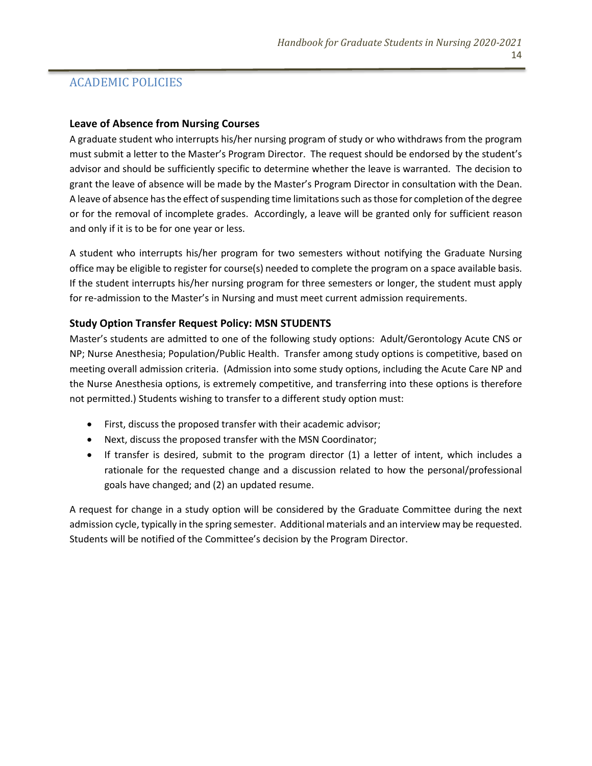## ACADEMIC POLICIES

### Leave of Absence from Nursing Courses

A graduate student who interrupts his/her nursing program of study or who withdraws from the program must submit a letter to the Master's Program Director. The request should be endorsed by the student's advisor and should be sufficiently specific to determine whether the leave is warranted. The decision to grant the leave of absence will be made by the Master's Program Director in consultation with the Dean. A leave of absence has the effect of suspending time limitations such as those for completion of the degree or for the removal of incomplete grades. Accordingly, a leave will be granted only for sufficient reason and only if it is to be for one year or less.

A student who interrupts his/her program for two semesters without notifying the Graduate Nursing office may be eligible to register for course(s) needed to complete the program on a space available basis. If the student interrupts his/her nursing program for three semesters or longer, the student must apply for re-admission to the Master's in Nursing and must meet current admission requirements.

### Study Option Transfer Request Policy: MSN STUDENTS

Master's students are admitted to one of the following study options: Adult/Gerontology Acute CNS or NP; Nurse Anesthesia; Population/Public Health. Transfer among study options is competitive, based on meeting overall admission criteria. (Admission into some study options, including the Acute Care NP and the Nurse Anesthesia options, is extremely competitive, and transferring into these options is therefore not permitted.) Students wishing to transfer to a different study option must:

- First, discuss the proposed transfer with their academic advisor;
- Next, discuss the proposed transfer with the MSN Coordinator;
- If transfer is desired, submit to the program director (1) a letter of intent, which includes a rationale for the requested change and a discussion related to how the personal/professional goals have changed; and (2) an updated resume.

A request for change in a study option will be considered by the Graduate Committee during the next admission cycle, typically in the spring semester. Additional materials and an interview may be requested. Students will be notified of the Committee's decision by the Program Director.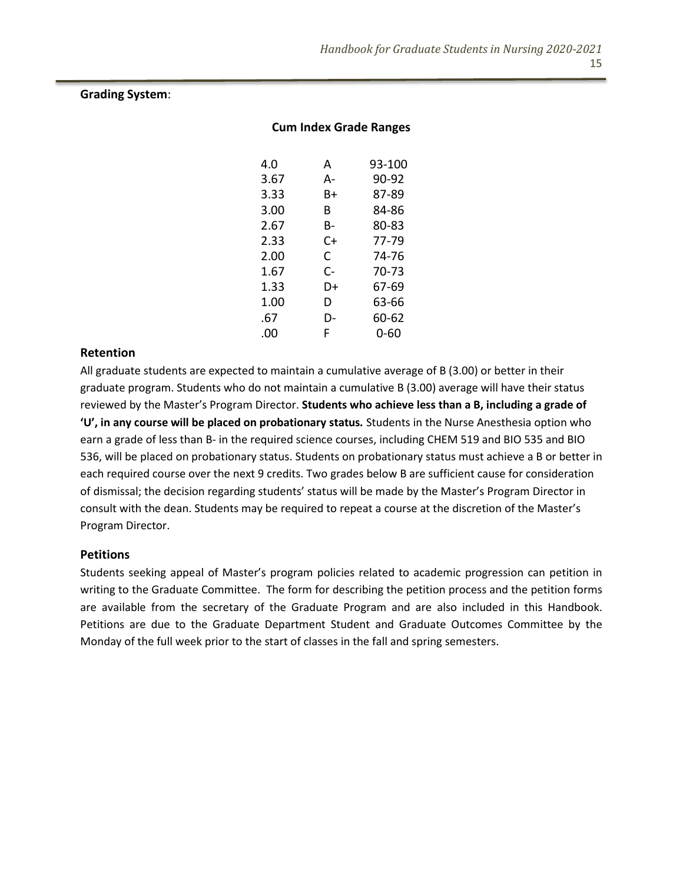**Grading System**:

**Cum Index Grade Ranges**

| | | |
|---|---|---|
| 4.0 | A | 93-100 |
| 3.67 | A- | 90-92 |
| 3.33 | B+ | 87-89 |
| 3.00 | B | 84-86 |
| 2.67 | B- | 80-83 |
| 2.33 | C+ | 77-79 |
| 2.00 | C | 74-76 |
| 1.67 | C- | 70-73 |
| 1.33 | D+ | 67-69 |
| 1.00 | D | 63-66 |
| .67 | D- | 60-62 |
| .00 | F | 0-60 |

## Retention

All graduate students are expected to maintain a cumulative average of B (3.00) or better in their graduate program. Students who do not maintain a cumulative B (3.00) average will have their status reviewed by the Master's Program Director. **Students who achieve less than a B, including a grade of 'U', in any course will be placed on probationary status.** Students in the Nurse Anesthesia option who earn a grade of less than B- in the required science courses, including CHEM 519 and BIO 535 and BIO 536, will be placed on probationary status. Students on probationary status must achieve a B or better in each required course over the next 9 credits. Two grades below B are sufficient cause for consideration of dismissal; the decision regarding students' status will be made by the Master's Program Director in consult with the dean. Students may be required to repeat a course at the discretion of the Master's Program Director.

## Petitions

Students seeking appeal of Master's program policies related to academic progression can petition in writing to the Graduate Committee. The form for describing the petition process and the petition forms are available from the secretary of the Graduate Program and are also included in this Handbook. Petitions are due to the Graduate Department Student and Graduate Outcomes Committee by the Monday of the full week prior to the start of classes in the fall and spring semesters.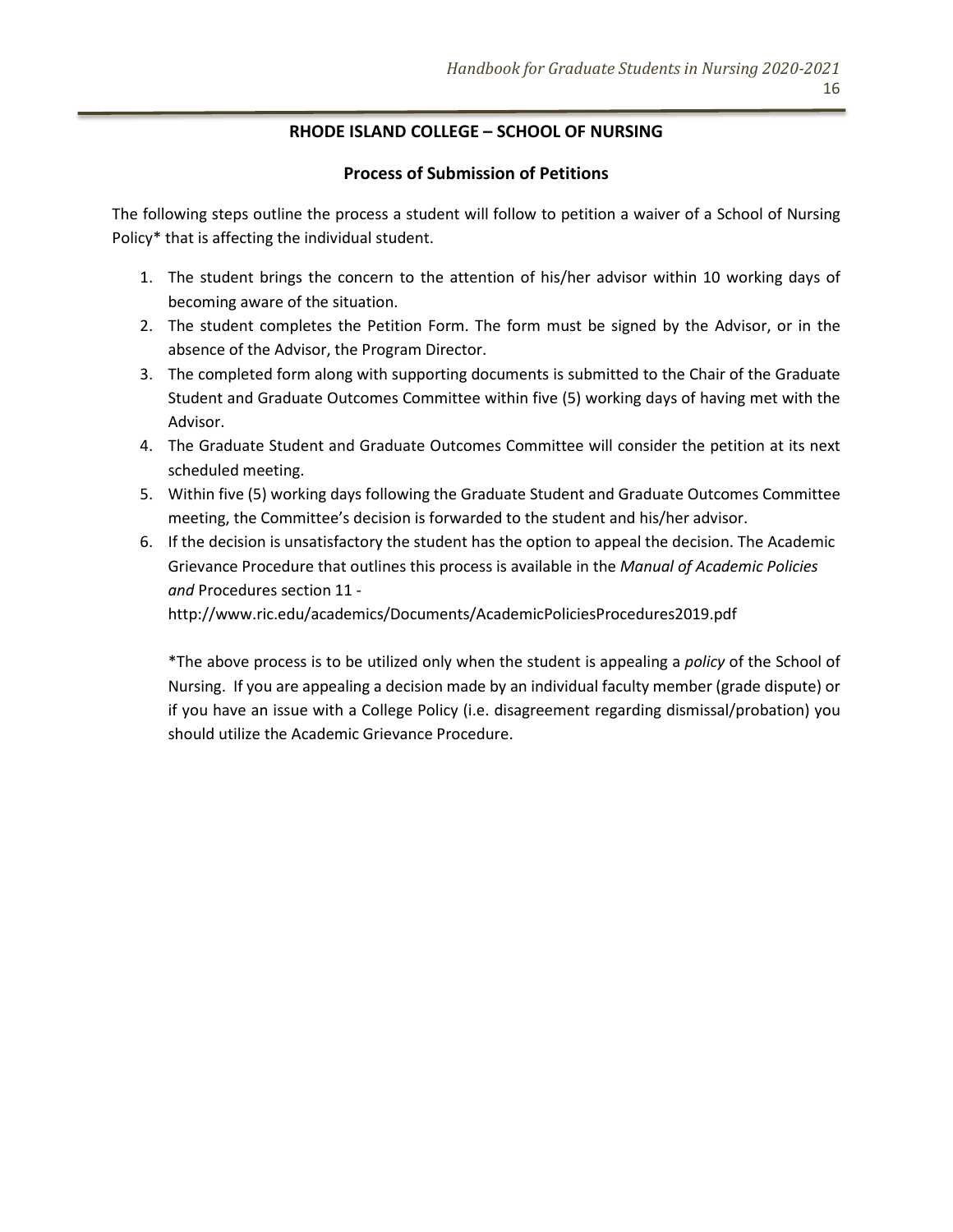## RHODE ISLAND COLLEGE – SCHOOL OF NURSING

### Process of Submission of Petitions

The following steps outline the process a student will follow to petition a waiver of a School of Nursing Policy* that is affecting the individual student.

1. The student brings the concern to the attention of his/her advisor within 10 working days of becoming aware of the situation.
2. The student completes the Petition Form. The form must be signed by the Advisor, or in the absence of the Advisor, the Program Director.
3. The completed form along with supporting documents is submitted to the Chair of the Graduate Student and Graduate Outcomes Committee within five (5) working days of having met with the Advisor.
4. The Graduate Student and Graduate Outcomes Committee will consider the petition at its next scheduled meeting.
5. Within five (5) working days following the Graduate Student and Graduate Outcomes Committee meeting, the Committee's decision is forwarded to the student and his/her advisor.
6. If the decision is unsatisfactory the student has the option to appeal the decision. The Academic Grievance Procedure that outlines this process is available in the *Manual of Academic Policies and* Procedures section 11 - http://www.ric.edu/academics/Documents/AcademicPoliciesProcedures2019.pdf

   *The above process is to be utilized only when the student is appealing a *policy* of the School of Nursing. If you are appealing a decision made by an individual faculty member (grade dispute) or if you have an issue with a College Policy (i.e. disagreement regarding dismissal/probation) you should utilize the Academic Grievance Procedure.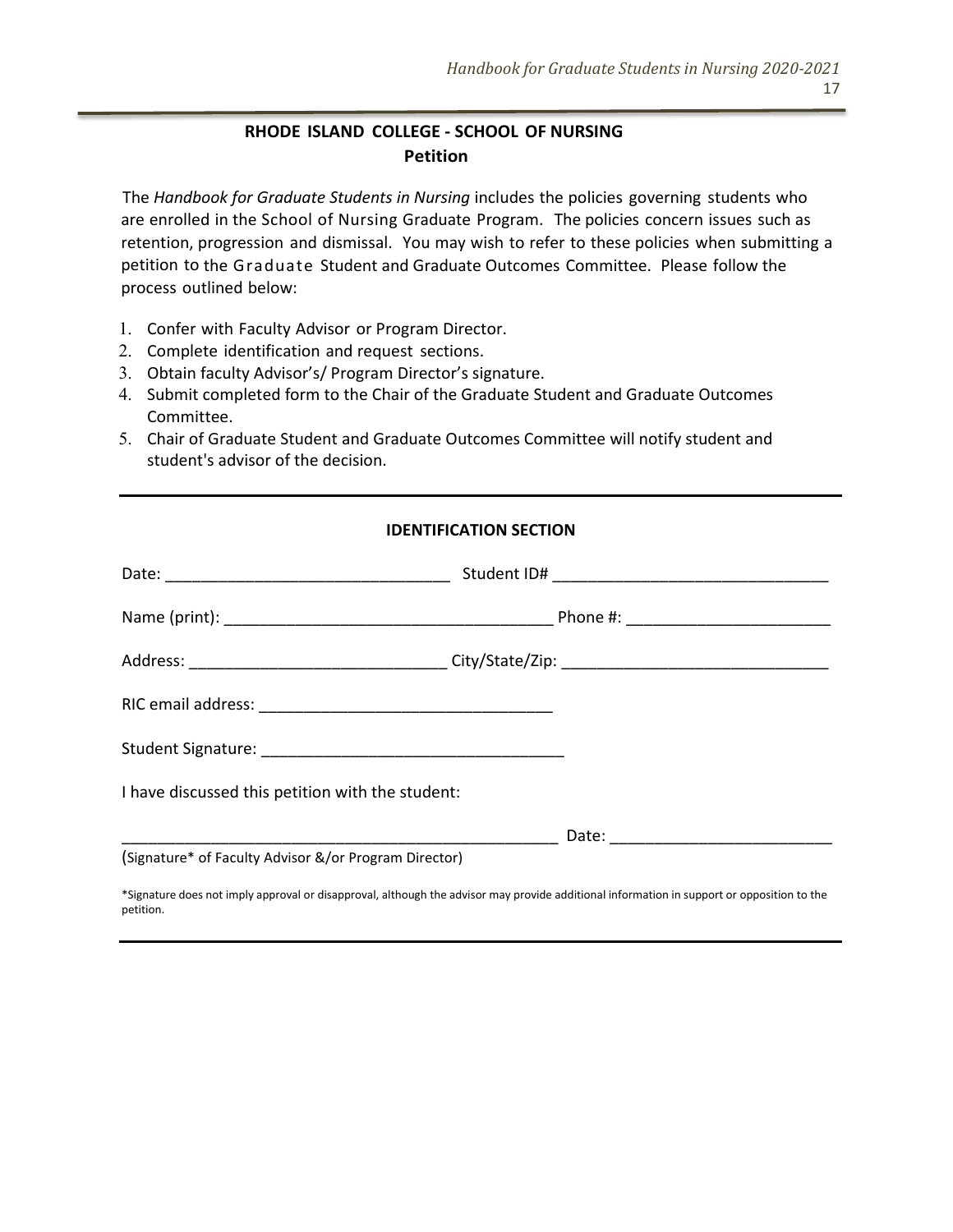## RHODE ISLAND COLLEGE - SCHOOL OF NURSING

### Petition

The *Handbook for Graduate Students in Nursing* includes the policies governing students who are enrolled in the School of Nursing Graduate Program. The policies concern issues such as retention, progression and dismissal. You may wish to refer to these policies when submitting a petition to the Graduate Student and Graduate Outcomes Committee. Please follow the process outlined below:

1. Confer with Faculty Advisor or Program Director.
2. Complete identification and request sections.
3. Obtain faculty Advisor's/ Program Director's signature.
4. Submit completed form to the Chair of the Graduate Student and Graduate Outcomes Committee.
5. Chair of Graduate Student and Graduate Outcomes Committee will notify student and student's advisor of the decision.

---

### IDENTIFICATION SECTION

Date: _______________________________ Student ID# ______________________________

Name (print): ___________________________________ Phone #: ______________________

Address: ____________________________ City/State/Zip: _____________________________

RIC email address: ________________________________

Student Signature: _________________________________

I have discussed this petition with the student:

_________________________________________________ Date: ________________________

(Signature* of Faculty Advisor &/or Program Director)

*Signature does not imply approval or disapproval, although the advisor may provide additional information in support or opposition to the petition.

---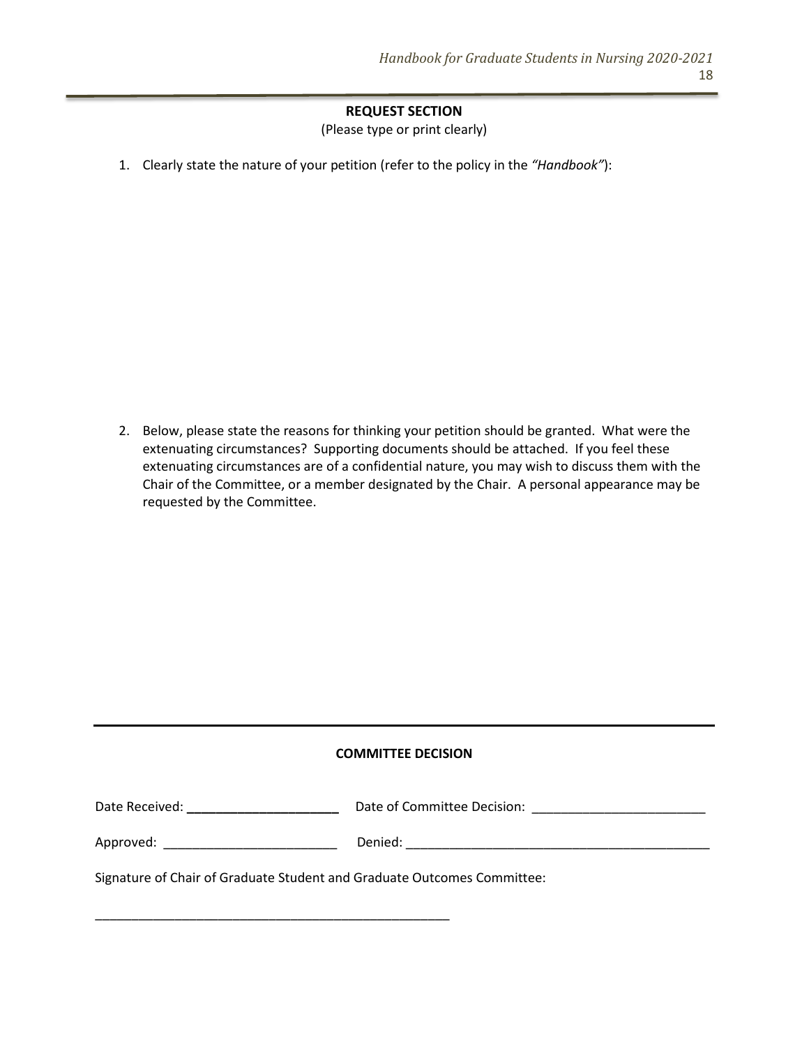## REQUEST SECTION

(Please type or print clearly)

1. Clearly state the nature of your petition (refer to the policy in the *"Handbook"*):

2. Below, please state the reasons for thinking your petition should be granted. What were the extenuating circumstances? Supporting documents should be attached. If you feel these extenuating circumstances are of a confidential nature, you may wish to discuss them with the Chair of the Committee, or a member designated by the Chair. A personal appearance may be requested by the Committee.

---

## COMMITTEE DECISION

Date Received: ______________________ Date of Committee Decision: ________________________

Approved: ________________________ Denied: ___________________________________________

Signature of Chair of Graduate Student and Graduate Outcomes Committee:

___________________________________________________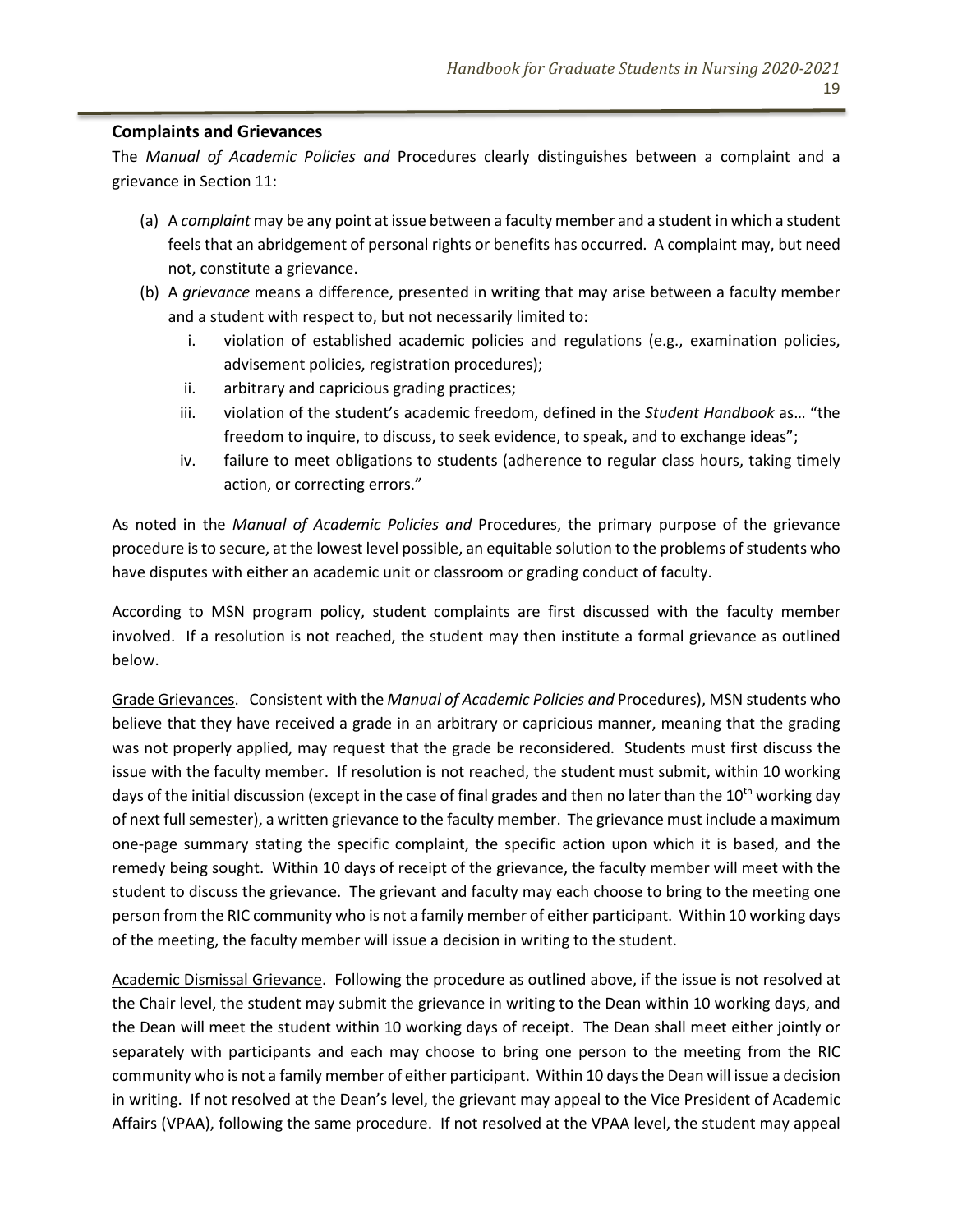## Complaints and Grievances

The *Manual of Academic Policies and* Procedures clearly distinguishes between a complaint and a grievance in Section 11:

(a) A *complaint* may be any point at issue between a faculty member and a student in which a student feels that an abridgement of personal rights or benefits has occurred. A complaint may, but need not, constitute a grievance.

(b) A *grievance* means a difference, presented in writing that may arise between a faculty member and a student with respect to, but not necessarily limited to:

   i. violation of established academic policies and regulations (e.g., examination policies, advisement policies, registration procedures);

   ii. arbitrary and capricious grading practices;

   iii. violation of the student's academic freedom, defined in the *Student Handbook* as… "the freedom to inquire, to discuss, to seek evidence, to speak, and to exchange ideas";

   iv. failure to meet obligations to students (adherence to regular class hours, taking timely action, or correcting errors."

As noted in the *Manual of Academic Policies and* Procedures, the primary purpose of the grievance procedure is to secure, at the lowest level possible, an equitable solution to the problems of students who have disputes with either an academic unit or classroom or grading conduct of faculty.

According to MSN program policy, student complaints are first discussed with the faculty member involved. If a resolution is not reached, the student may then institute a formal grievance as outlined below.

Grade Grievances. Consistent with the *Manual of Academic Policies and* Procedures), MSN students who believe that they have received a grade in an arbitrary or capricious manner, meaning that the grading was not properly applied, may request that the grade be reconsidered. Students must first discuss the issue with the faculty member. If resolution is not reached, the student must submit, within 10 working days of the initial discussion (except in the case of final grades and then no later than the 10th working day of next full semester), a written grievance to the faculty member. The grievance must include a maximum one-page summary stating the specific complaint, the specific action upon which it is based, and the remedy being sought. Within 10 days of receipt of the grievance, the faculty member will meet with the student to discuss the grievance. The grievant and faculty may each choose to bring to the meeting one person from the RIC community who is not a family member of either participant. Within 10 working days of the meeting, the faculty member will issue a decision in writing to the student.

Academic Dismissal Grievance. Following the procedure as outlined above, if the issue is not resolved at the Chair level, the student may submit the grievance in writing to the Dean within 10 working days, and the Dean will meet the student within 10 working days of receipt. The Dean shall meet either jointly or separately with participants and each may choose to bring one person to the meeting from the RIC community who is not a family member of either participant. Within 10 days the Dean will issue a decision in writing. If not resolved at the Dean's level, the grievant may appeal to the Vice President of Academic Affairs (VPAA), following the same procedure. If not resolved at the VPAA level, the student may appeal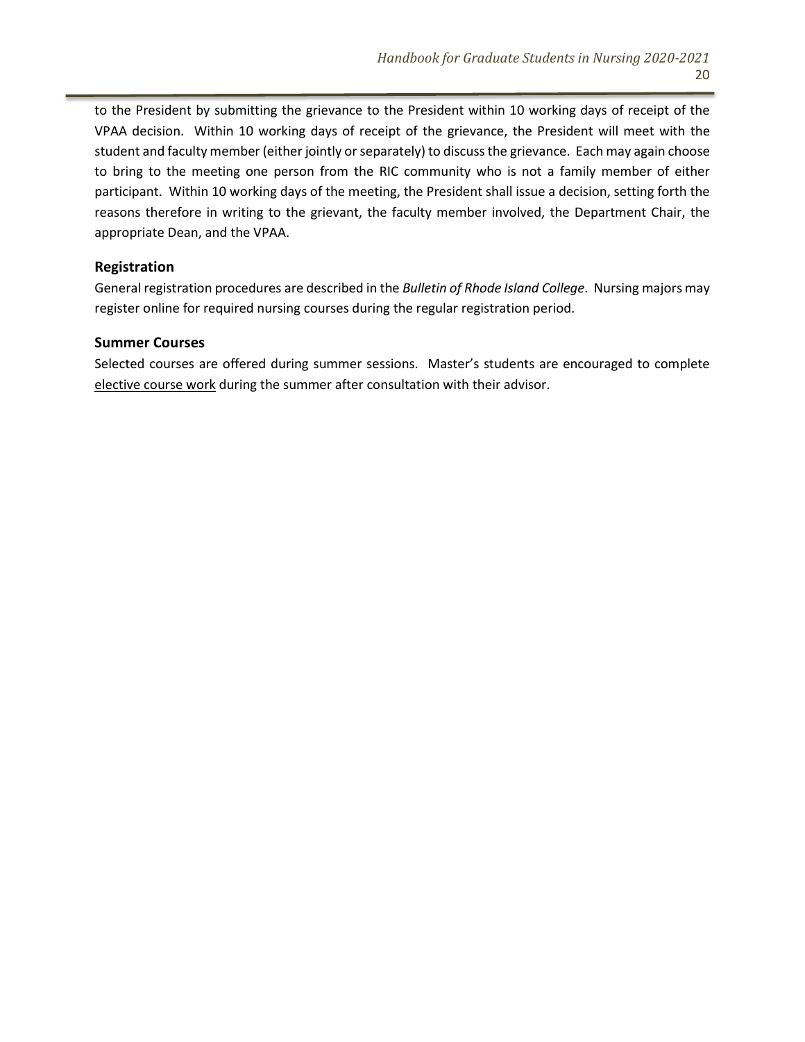to the President by submitting the grievance to the President within 10 working days of receipt of the VPAA decision. Within 10 working days of receipt of the grievance, the President will meet with the student and faculty member (either jointly or separately) to discuss the grievance. Each may again choose to bring to the meeting one person from the RIC community who is not a family member of either participant. Within 10 working days of the meeting, the President shall issue a decision, setting forth the reasons therefore in writing to the grievant, the faculty member involved, the Department Chair, the appropriate Dean, and the VPAA.

### Registration

General registration procedures are described in the *Bulletin of Rhode Island College*. Nursing majors may register online for required nursing courses during the regular registration period.

### Summer Courses

Selected courses are offered during summer sessions. Master's students are encouraged to complete elective course work during the summer after consultation with their advisor.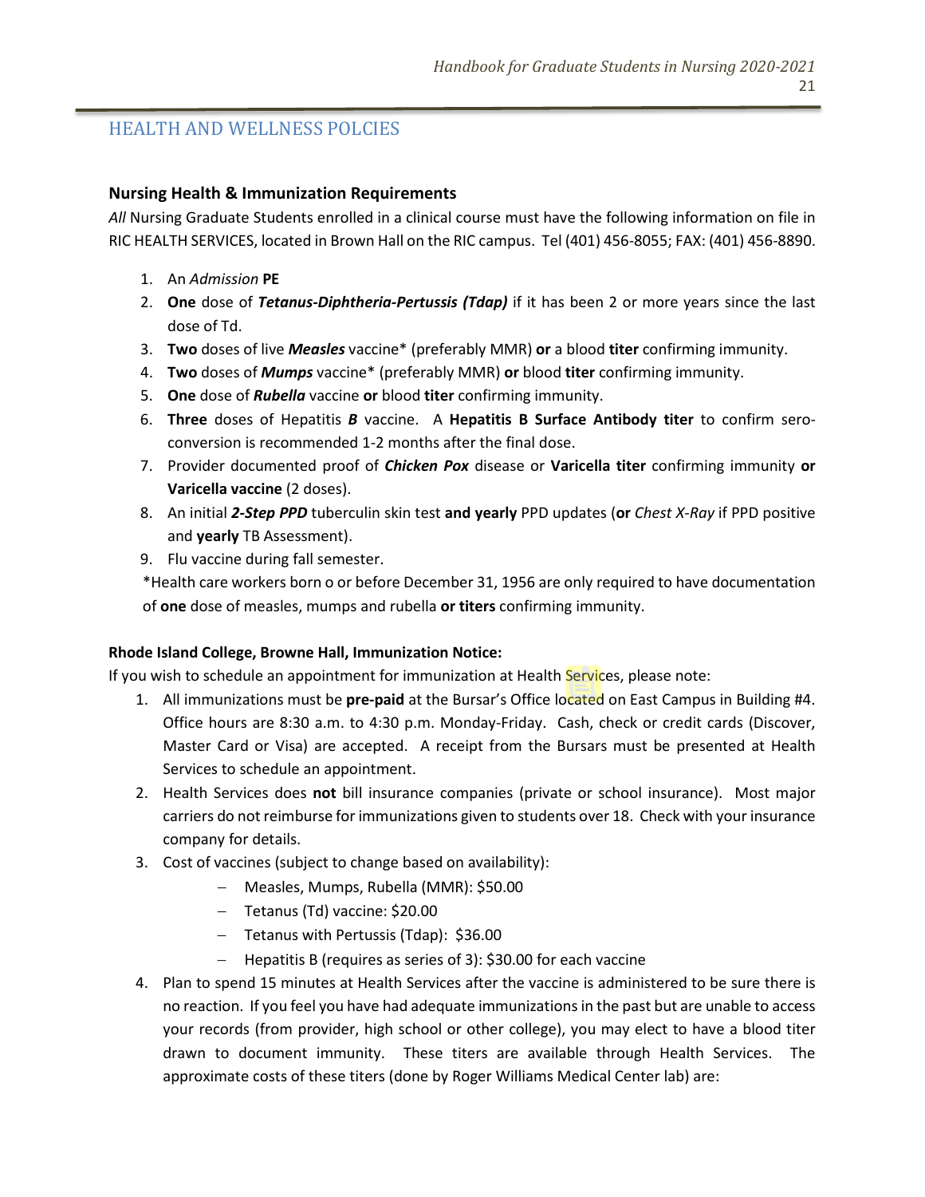## HEALTH AND WELLNESS POLCIES

### Nursing Health & Immunization Requirements

*All* Nursing Graduate Students enrolled in a clinical course must have the following information on file in RIC HEALTH SERVICES, located in Brown Hall on the RIC campus. Tel (401) 456-8055; FAX: (401) 456-8890.

1. An *Admission* **PE**
2. **One** dose of ***Tetanus-Diphtheria-Pertussis (Tdap)*** if it has been 2 or more years since the last dose of Td.
3. **Two** doses of live ***Measles*** vaccine* (preferably MMR) **or** a blood **titer** confirming immunity.
4. **Two** doses of ***Mumps*** vaccine* (preferably MMR) **or** blood **titer** confirming immunity.
5. **One** dose of ***Rubella*** vaccine **or** blood **titer** confirming immunity.
6. **Three** doses of Hepatitis ***B*** vaccine. A **Hepatitis B Surface Antibody titer** to confirm sero-conversion is recommended 1-2 months after the final dose.
7. Provider documented proof of ***Chicken Pox*** disease or **Varicella titer** confirming immunity **or Varicella vaccine** (2 doses).
8. An initial ***2-Step PPD*** tuberculin skin test **and yearly** PPD updates (**or** *Chest X-Ray* if PPD positive and **yearly** TB Assessment).
9. Flu vaccine during fall semester.

*Health care workers born o or before December 31, 1956 are only required to have documentation of **one** dose of measles, mumps and rubella **or titers** confirming immunity.

**Rhode Island College, Browne Hall, Immunization Notice:**

If you wish to schedule an appointment for immunization at Health Services, please note:

1. All immunizations must be **pre-paid** at the Bursar's Office located on East Campus in Building #4. Office hours are 8:30 a.m. to 4:30 p.m. Monday-Friday. Cash, check or credit cards (Discover, Master Card or Visa) are accepted. A receipt from the Bursars must be presented at Health Services to schedule an appointment.
2. Health Services does **not** bill insurance companies (private or school insurance). Most major carriers do not reimburse for immunizations given to students over 18. Check with your insurance company for details.
3. Cost of vaccines (subject to change based on availability):
   - Measles, Mumps, Rubella (MMR): $50.00
   - Tetanus (Td) vaccine: $20.00
   - Tetanus with Pertussis (Tdap): $36.00
   - Hepatitis B (requires as series of 3): $30.00 for each vaccine
4. Plan to spend 15 minutes at Health Services after the vaccine is administered to be sure there is no reaction. If you feel you have had adequate immunizations in the past but are unable to access your records (from provider, high school or other college), you may elect to have a blood titer drawn to document immunity. These titers are available through Health Services. The approximate costs of these titers (done by Roger Williams Medical Center lab) are: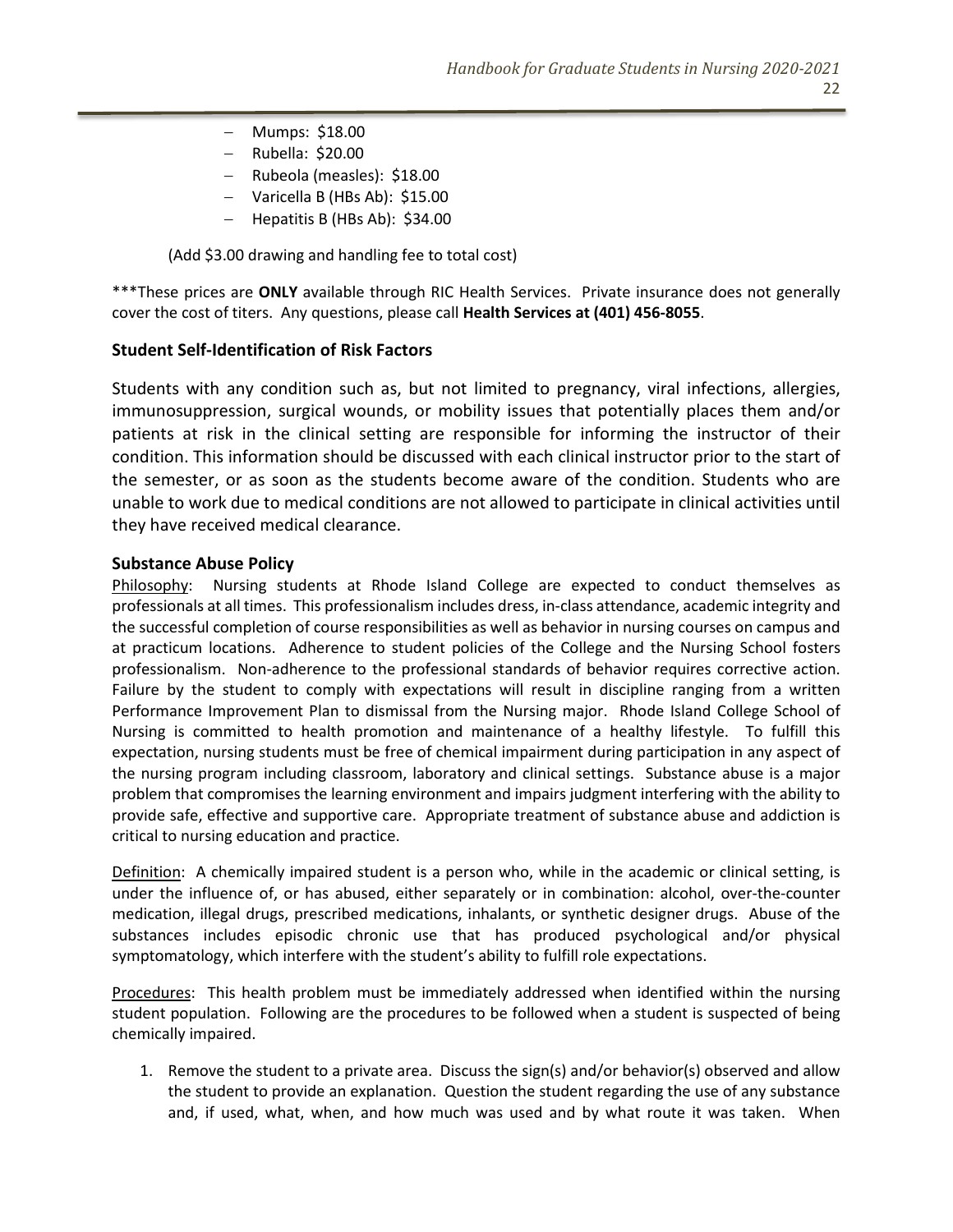- Mumps: $18.00
- Rubella: $20.00
- Rubeola (measles): $18.00
- Varicella B (HBs Ab): $15.00
- Hepatitis B (HBs Ab): $34.00

(Add $3.00 drawing and handling fee to total cost)

***These prices are **ONLY** available through RIC Health Services. Private insurance does not generally cover the cost of titers. Any questions, please call **Health Services at (401) 456-8055**.

### Student Self-Identification of Risk Factors

Students with any condition such as, but not limited to pregnancy, viral infections, allergies, immunosuppression, surgical wounds, or mobility issues that potentially places them and/or patients at risk in the clinical setting are responsible for informing the instructor of their condition. This information should be discussed with each clinical instructor prior to the start of the semester, or as soon as the students become aware of the condition. Students who are unable to work due to medical conditions are not allowed to participate in clinical activities until they have received medical clearance.

### Substance Abuse Policy

Philosophy: Nursing students at Rhode Island College are expected to conduct themselves as professionals at all times. This professionalism includes dress, in-class attendance, academic integrity and the successful completion of course responsibilities as well as behavior in nursing courses on campus and at practicum locations. Adherence to student policies of the College and the Nursing School fosters professionalism. Non-adherence to the professional standards of behavior requires corrective action. Failure by the student to comply with expectations will result in discipline ranging from a written Performance Improvement Plan to dismissal from the Nursing major. Rhode Island College School of Nursing is committed to health promotion and maintenance of a healthy lifestyle. To fulfill this expectation, nursing students must be free of chemical impairment during participation in any aspect of the nursing program including classroom, laboratory and clinical settings. Substance abuse is a major problem that compromises the learning environment and impairs judgment interfering with the ability to provide safe, effective and supportive care. Appropriate treatment of substance abuse and addiction is critical to nursing education and practice.

Definition: A chemically impaired student is a person who, while in the academic or clinical setting, is under the influence of, or has abused, either separately or in combination: alcohol, over-the-counter medication, illegal drugs, prescribed medications, inhalants, or synthetic designer drugs. Abuse of the substances includes episodic chronic use that has produced psychological and/or physical symptomatology, which interfere with the student's ability to fulfill role expectations.

Procedures: This health problem must be immediately addressed when identified within the nursing student population. Following are the procedures to be followed when a student is suspected of being chemically impaired.

1. Remove the student to a private area. Discuss the sign(s) and/or behavior(s) observed and allow the student to provide an explanation. Question the student regarding the use of any substance and, if used, what, when, and how much was used and by what route it was taken. When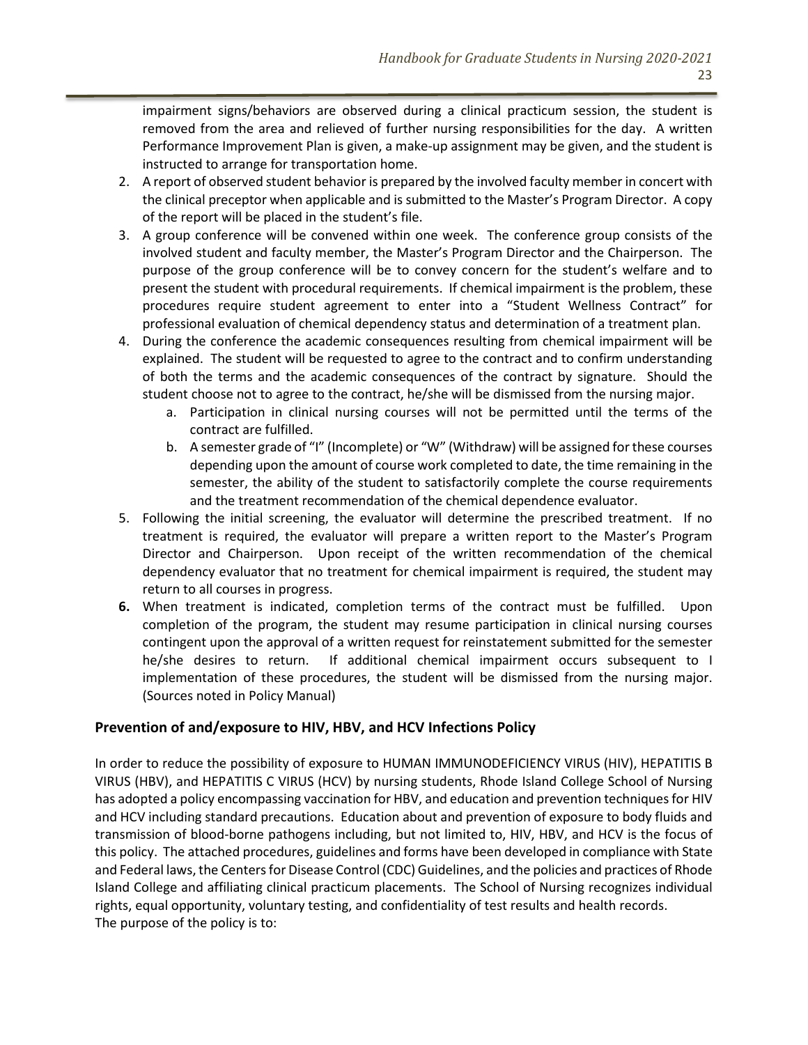impairment signs/behaviors are observed during a clinical practicum session, the student is removed from the area and relieved of further nursing responsibilities for the day. A written Performance Improvement Plan is given, a make-up assignment may be given, and the student is instructed to arrange for transportation home.

2. A report of observed student behavior is prepared by the involved faculty member in concert with the clinical preceptor when applicable and is submitted to the Master's Program Director. A copy of the report will be placed in the student's file.
3. A group conference will be convened within one week. The conference group consists of the involved student and faculty member, the Master's Program Director and the Chairperson. The purpose of the group conference will be to convey concern for the student's welfare and to present the student with procedural requirements. If chemical impairment is the problem, these procedures require student agreement to enter into a "Student Wellness Contract" for professional evaluation of chemical dependency status and determination of a treatment plan.
4. During the conference the academic consequences resulting from chemical impairment will be explained. The student will be requested to agree to the contract and to confirm understanding of both the terms and the academic consequences of the contract by signature. Should the student choose not to agree to the contract, he/she will be dismissed from the nursing major.
    a. Participation in clinical nursing courses will not be permitted until the terms of the contract are fulfilled.
    b. A semester grade of "I" (Incomplete) or "W" (Withdraw) will be assigned for these courses depending upon the amount of course work completed to date, the time remaining in the semester, the ability of the student to satisfactorily complete the course requirements and the treatment recommendation of the chemical dependence evaluator.
5. Following the initial screening, the evaluator will determine the prescribed treatment. If no treatment is required, the evaluator will prepare a written report to the Master's Program Director and Chairperson. Upon receipt of the written recommendation of the chemical dependency evaluator that no treatment for chemical impairment is required, the student may return to all courses in progress.
6. When treatment is indicated, completion terms of the contract must be fulfilled. Upon completion of the program, the student may resume participation in clinical nursing courses contingent upon the approval of a written request for reinstatement submitted for the semester he/she desires to return. If additional chemical impairment occurs subsequent to I implementation of these procedures, the student will be dismissed from the nursing major. (Sources noted in Policy Manual)

### Prevention of and/exposure to HIV, HBV, and HCV Infections Policy

In order to reduce the possibility of exposure to HUMAN IMMUNODEFICIENCY VIRUS (HIV), HEPATITIS B VIRUS (HBV), and HEPATITIS C VIRUS (HCV) by nursing students, Rhode Island College School of Nursing has adopted a policy encompassing vaccination for HBV, and education and prevention techniques for HIV and HCV including standard precautions. Education about and prevention of exposure to body fluids and transmission of blood-borne pathogens including, but not limited to, HIV, HBV, and HCV is the focus of this policy. The attached procedures, guidelines and forms have been developed in compliance with State and Federal laws, the Centers for Disease Control (CDC) Guidelines, and the policies and practices of Rhode Island College and affiliating clinical practicum placements. The School of Nursing recognizes individual rights, equal opportunity, voluntary testing, and confidentiality of test results and health records.
The purpose of the policy is to: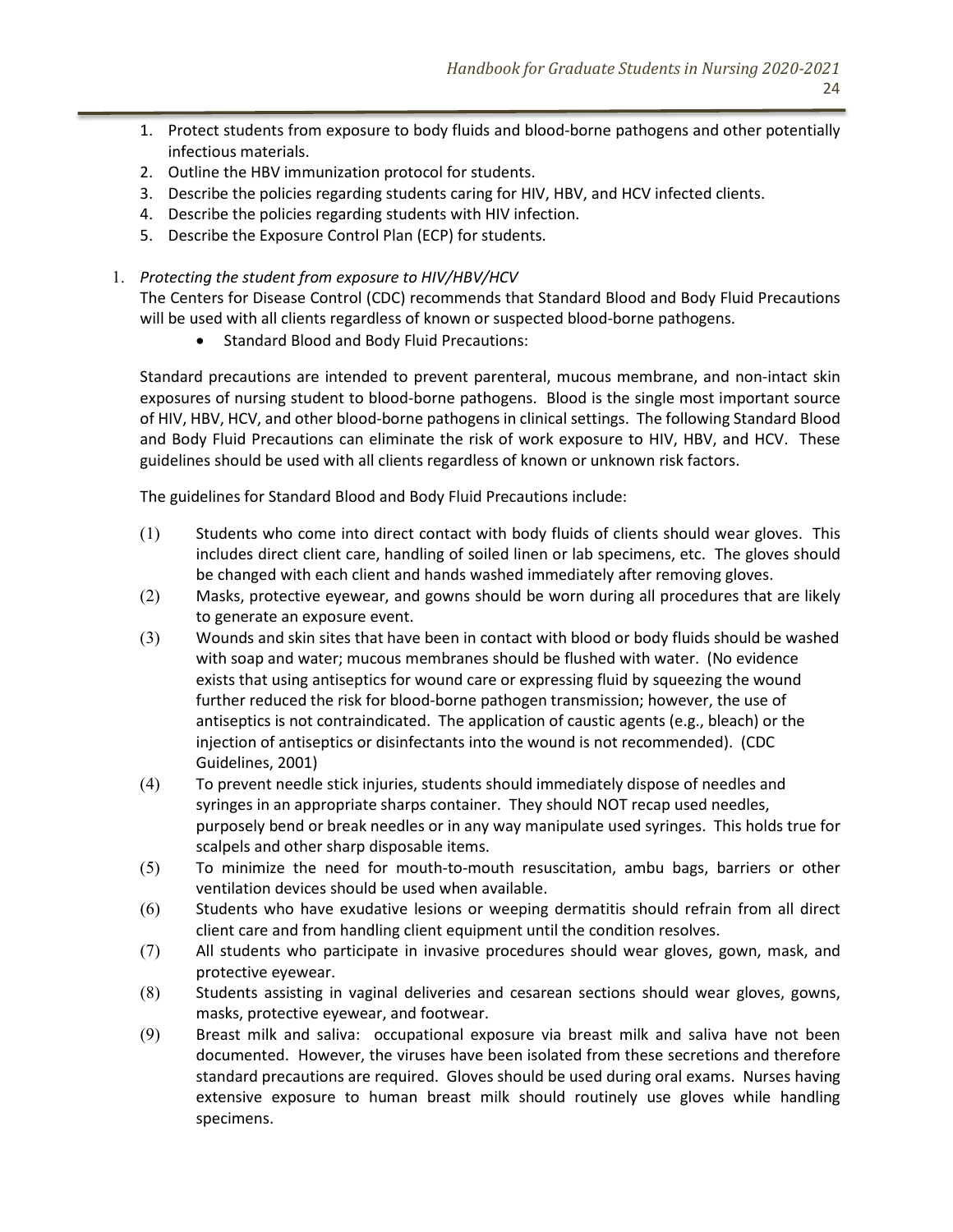1. Protect students from exposure to body fluids and blood-borne pathogens and other potentially infectious materials.
2. Outline the HBV immunization protocol for students.
3. Describe the policies regarding students caring for HIV, HBV, and HCV infected clients.
4. Describe the policies regarding students with HIV infection.
5. Describe the Exposure Control Plan (ECP) for students.

1. *Protecting the student from exposure to HIV/HBV/HCV*

The Centers for Disease Control (CDC) recommends that Standard Blood and Body Fluid Precautions will be used with all clients regardless of known or suspected blood-borne pathogens.

- Standard Blood and Body Fluid Precautions:

Standard precautions are intended to prevent parenteral, mucous membrane, and non-intact skin exposures of nursing student to blood-borne pathogens. Blood is the single most important source of HIV, HBV, HCV, and other blood-borne pathogens in clinical settings. The following Standard Blood and Body Fluid Precautions can eliminate the risk of work exposure to HIV, HBV, and HCV. These guidelines should be used with all clients regardless of known or unknown risk factors.

The guidelines for Standard Blood and Body Fluid Precautions include:

(1) Students who come into direct contact with body fluids of clients should wear gloves. This includes direct client care, handling of soiled linen or lab specimens, etc. The gloves should be changed with each client and hands washed immediately after removing gloves.

(2) Masks, protective eyewear, and gowns should be worn during all procedures that are likely to generate an exposure event.

(3) Wounds and skin sites that have been in contact with blood or body fluids should be washed with soap and water; mucous membranes should be flushed with water. (No evidence exists that using antiseptics for wound care or expressing fluid by squeezing the wound further reduced the risk for blood-borne pathogen transmission; however, the use of antiseptics is not contraindicated. The application of caustic agents (e.g., bleach) or the injection of antiseptics or disinfectants into the wound is not recommended). (CDC Guidelines, 2001)

(4) To prevent needle stick injuries, students should immediately dispose of needles and syringes in an appropriate sharps container. They should NOT recap used needles, purposely bend or break needles or in any way manipulate used syringes. This holds true for scalpels and other sharp disposable items.

(5) To minimize the need for mouth-to-mouth resuscitation, ambu bags, barriers or other ventilation devices should be used when available.

(6) Students who have exudative lesions or weeping dermatitis should refrain from all direct client care and from handling client equipment until the condition resolves.

(7) All students who participate in invasive procedures should wear gloves, gown, mask, and protective eyewear.

(8) Students assisting in vaginal deliveries and cesarean sections should wear gloves, gowns, masks, protective eyewear, and footwear.

(9) Breast milk and saliva: occupational exposure via breast milk and saliva have not been documented. However, the viruses have been isolated from these secretions and therefore standard precautions are required. Gloves should be used during oral exams. Nurses having extensive exposure to human breast milk should routinely use gloves while handling specimens.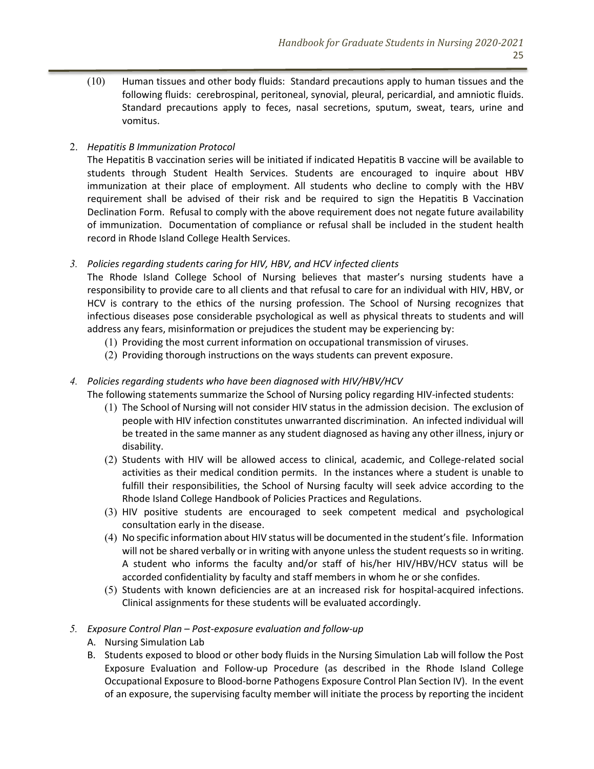(10) Human tissues and other body fluids: Standard precautions apply to human tissues and the following fluids: cerebrospinal, peritoneal, synovial, pleural, pericardial, and amniotic fluids. Standard precautions apply to feces, nasal secretions, sputum, sweat, tears, urine and vomitus.

2. *Hepatitis B Immunization Protocol*

   The Hepatitis B vaccination series will be initiated if indicated Hepatitis B vaccine will be available to students through Student Health Services. Students are encouraged to inquire about HBV immunization at their place of employment. All students who decline to comply with the HBV requirement shall be advised of their risk and be required to sign the Hepatitis B Vaccination Declination Form. Refusal to comply with the above requirement does not negate future availability of immunization. Documentation of compliance or refusal shall be included in the student health record in Rhode Island College Health Services.

3. *Policies regarding students caring for HIV, HBV, and HCV infected clients*

   The Rhode Island College School of Nursing believes that master's nursing students have a responsibility to provide care to all clients and that refusal to care for an individual with HIV, HBV, or HCV is contrary to the ethics of the nursing profession. The School of Nursing recognizes that infectious diseases pose considerable psychological as well as physical threats to students and will address any fears, misinformation or prejudices the student may be experiencing by:

   (1) Providing the most current information on occupational transmission of viruses.
   (2) Providing thorough instructions on the ways students can prevent exposure.

4. *Policies regarding students who have been diagnosed with HIV/HBV/HCV*

   The following statements summarize the School of Nursing policy regarding HIV-infected students:

   (1) The School of Nursing will not consider HIV status in the admission decision. The exclusion of people with HIV infection constitutes unwarranted discrimination. An infected individual will be treated in the same manner as any student diagnosed as having any other illness, injury or disability.
   (2) Students with HIV will be allowed access to clinical, academic, and College-related social activities as their medical condition permits. In the instances where a student is unable to fulfill their responsibilities, the School of Nursing faculty will seek advice according to the Rhode Island College Handbook of Policies Practices and Regulations.
   (3) HIV positive students are encouraged to seek competent medical and psychological consultation early in the disease.
   (4) No specific information about HIV status will be documented in the student's file. Information will not be shared verbally or in writing with anyone unless the student requests so in writing. A student who informs the faculty and/or staff of his/her HIV/HBV/HCV status will be accorded confidentiality by faculty and staff members in whom he or she confides.
   (5) Students with known deficiencies are at an increased risk for hospital-acquired infections. Clinical assignments for these students will be evaluated accordingly.

5. *Exposure Control Plan – Post-exposure evaluation and follow-up*

   A. Nursing Simulation Lab
   B. Students exposed to blood or other body fluids in the Nursing Simulation Lab will follow the Post Exposure Evaluation and Follow-up Procedure (as described in the Rhode Island College Occupational Exposure to Blood-borne Pathogens Exposure Control Plan Section IV). In the event of an exposure, the supervising faculty member will initiate the process by reporting the incident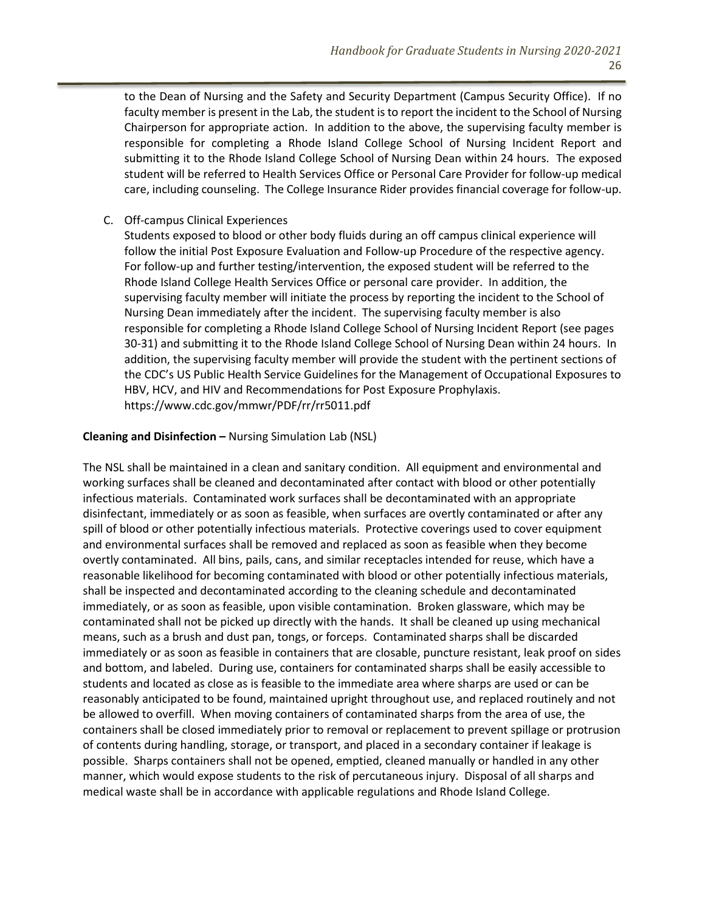to the Dean of Nursing and the Safety and Security Department (Campus Security Office). If no faculty member is present in the Lab, the student is to report the incident to the School of Nursing Chairperson for appropriate action. In addition to the above, the supervising faculty member is responsible for completing a Rhode Island College School of Nursing Incident Report and submitting it to the Rhode Island College School of Nursing Dean within 24 hours. The exposed student will be referred to Health Services Office or Personal Care Provider for follow-up medical care, including counseling. The College Insurance Rider provides financial coverage for follow-up.

C. Off-campus Clinical Experiences
   Students exposed to blood or other body fluids during an off campus clinical experience will follow the initial Post Exposure Evaluation and Follow-up Procedure of the respective agency. For follow-up and further testing/intervention, the exposed student will be referred to the Rhode Island College Health Services Office or personal care provider. In addition, the supervising faculty member will initiate the process by reporting the incident to the School of Nursing Dean immediately after the incident. The supervising faculty member is also responsible for completing a Rhode Island College School of Nursing Incident Report (see pages 30-31) and submitting it to the Rhode Island College School of Nursing Dean within 24 hours. In addition, the supervising faculty member will provide the student with the pertinent sections of the CDC's US Public Health Service Guidelines for the Management of Occupational Exposures to HBV, HCV, and HIV and Recommendations for Post Exposure Prophylaxis. https://www.cdc.gov/mmwr/PDF/rr/rr5011.pdf

**Cleaning and Disinfection –** Nursing Simulation Lab (NSL)

The NSL shall be maintained in a clean and sanitary condition. All equipment and environmental and working surfaces shall be cleaned and decontaminated after contact with blood or other potentially infectious materials. Contaminated work surfaces shall be decontaminated with an appropriate disinfectant, immediately or as soon as feasible, when surfaces are overtly contaminated or after any spill of blood or other potentially infectious materials. Protective coverings used to cover equipment and environmental surfaces shall be removed and replaced as soon as feasible when they become overtly contaminated. All bins, pails, cans, and similar receptacles intended for reuse, which have a reasonable likelihood for becoming contaminated with blood or other potentially infectious materials, shall be inspected and decontaminated according to the cleaning schedule and decontaminated immediately, or as soon as feasible, upon visible contamination. Broken glassware, which may be contaminated shall not be picked up directly with the hands. It shall be cleaned up using mechanical means, such as a brush and dust pan, tongs, or forceps. Contaminated sharps shall be discarded immediately or as soon as feasible in containers that are closable, puncture resistant, leak proof on sides and bottom, and labeled. During use, containers for contaminated sharps shall be easily accessible to students and located as close as is feasible to the immediate area where sharps are used or can be reasonably anticipated to be found, maintained upright throughout use, and replaced routinely and not be allowed to overfill. When moving containers of contaminated sharps from the area of use, the containers shall be closed immediately prior to removal or replacement to prevent spillage or protrusion of contents during handling, storage, or transport, and placed in a secondary container if leakage is possible. Sharps containers shall not be opened, emptied, cleaned manually or handled in any other manner, which would expose students to the risk of percutaneous injury. Disposal of all sharps and medical waste shall be in accordance with applicable regulations and Rhode Island College.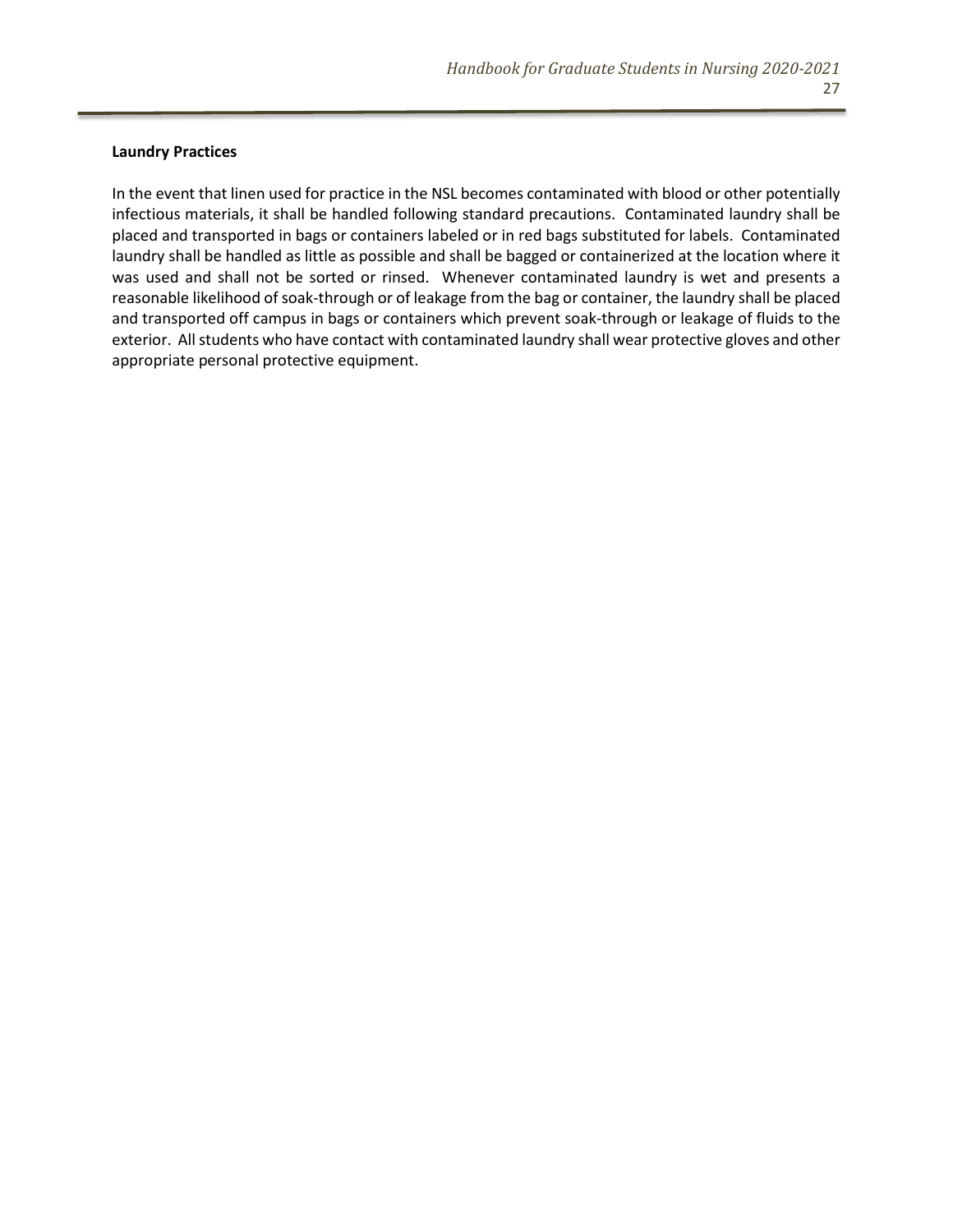**Laundry Practices**

In the event that linen used for practice in the NSL becomes contaminated with blood or other potentially infectious materials, it shall be handled following standard precautions. Contaminated laundry shall be placed and transported in bags or containers labeled or in red bags substituted for labels. Contaminated laundry shall be handled as little as possible and shall be bagged or containerized at the location where it was used and shall not be sorted or rinsed. Whenever contaminated laundry is wet and presents a reasonable likelihood of soak-through or of leakage from the bag or container, the laundry shall be placed and transported off campus in bags or containers which prevent soak-through or leakage of fluids to the exterior. All students who have contact with contaminated laundry shall wear protective gloves and other appropriate personal protective equipment.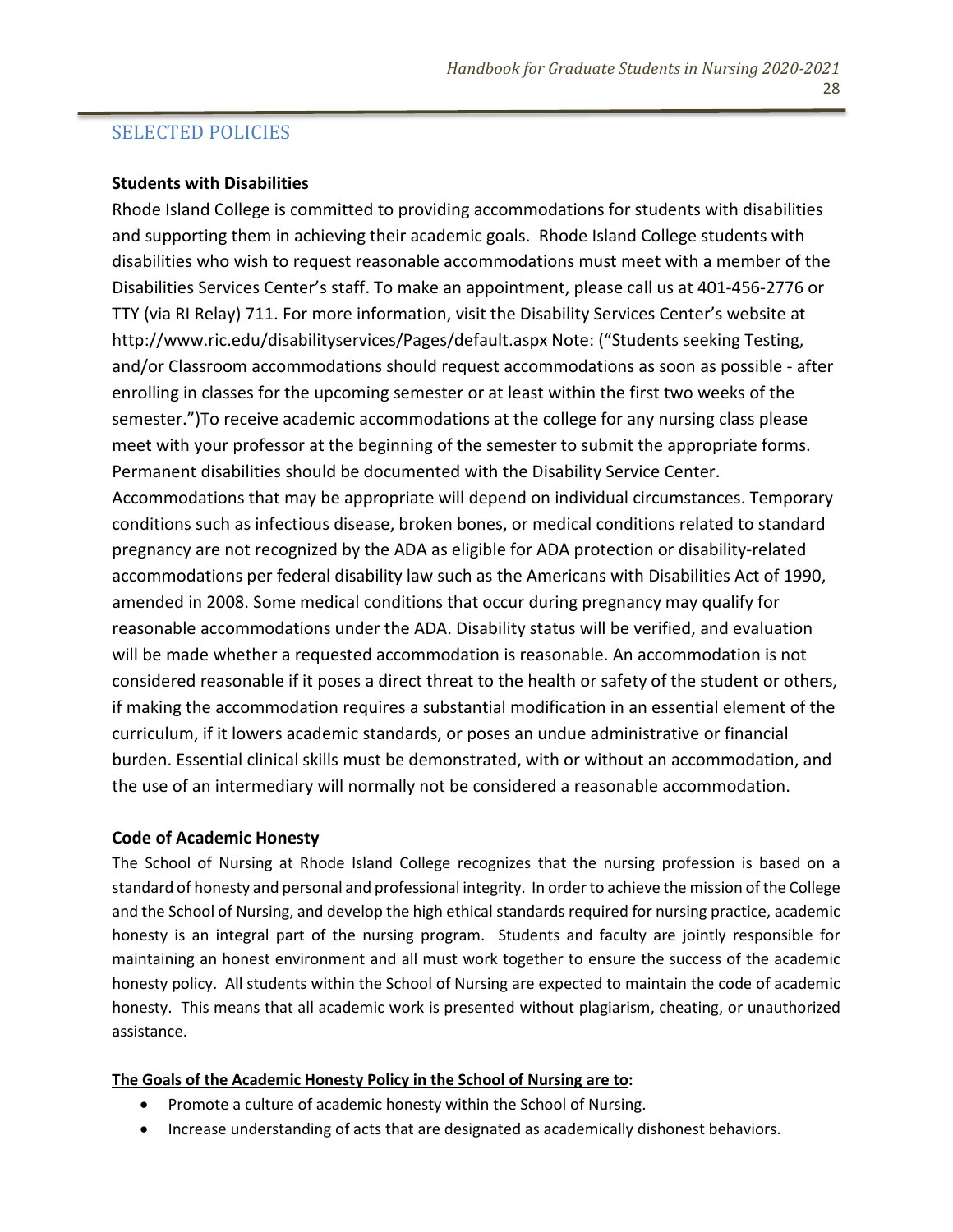## SELECTED POLICIES

### Students with Disabilities

Rhode Island College is committed to providing accommodations for students with disabilities and supporting them in achieving their academic goals. Rhode Island College students with disabilities who wish to request reasonable accommodations must meet with a member of the Disabilities Services Center's staff. To make an appointment, please call us at 401-456-2776 or TTY (via RI Relay) 711. For more information, visit the Disability Services Center's website at http://www.ric.edu/disabilityservices/Pages/default.aspx Note: ("Students seeking Testing, and/or Classroom accommodations should request accommodations as soon as possible - after enrolling in classes for the upcoming semester or at least within the first two weeks of the semester.")To receive academic accommodations at the college for any nursing class please meet with your professor at the beginning of the semester to submit the appropriate forms. Permanent disabilities should be documented with the Disability Service Center. Accommodations that may be appropriate will depend on individual circumstances. Temporary conditions such as infectious disease, broken bones, or medical conditions related to standard pregnancy are not recognized by the ADA as eligible for ADA protection or disability-related accommodations per federal disability law such as the Americans with Disabilities Act of 1990, amended in 2008. Some medical conditions that occur during pregnancy may qualify for reasonable accommodations under the ADA. Disability status will be verified, and evaluation will be made whether a requested accommodation is reasonable. An accommodation is not considered reasonable if it poses a direct threat to the health or safety of the student or others, if making the accommodation requires a substantial modification in an essential element of the curriculum, if it lowers academic standards, or poses an undue administrative or financial burden. Essential clinical skills must be demonstrated, with or without an accommodation, and the use of an intermediary will normally not be considered a reasonable accommodation.

### Code of Academic Honesty

The School of Nursing at Rhode Island College recognizes that the nursing profession is based on a standard of honesty and personal and professional integrity. In order to achieve the mission of the College and the School of Nursing, and develop the high ethical standards required for nursing practice, academic honesty is an integral part of the nursing program. Students and faculty are jointly responsible for maintaining an honest environment and all must work together to ensure the success of the academic honesty policy. All students within the School of Nursing are expected to maintain the code of academic honesty. This means that all academic work is presented without plagiarism, cheating, or unauthorized assistance.

**The Goals of the Academic Honesty Policy in the School of Nursing are to:**

- Promote a culture of academic honesty within the School of Nursing.
- Increase understanding of acts that are designated as academically dishonest behaviors.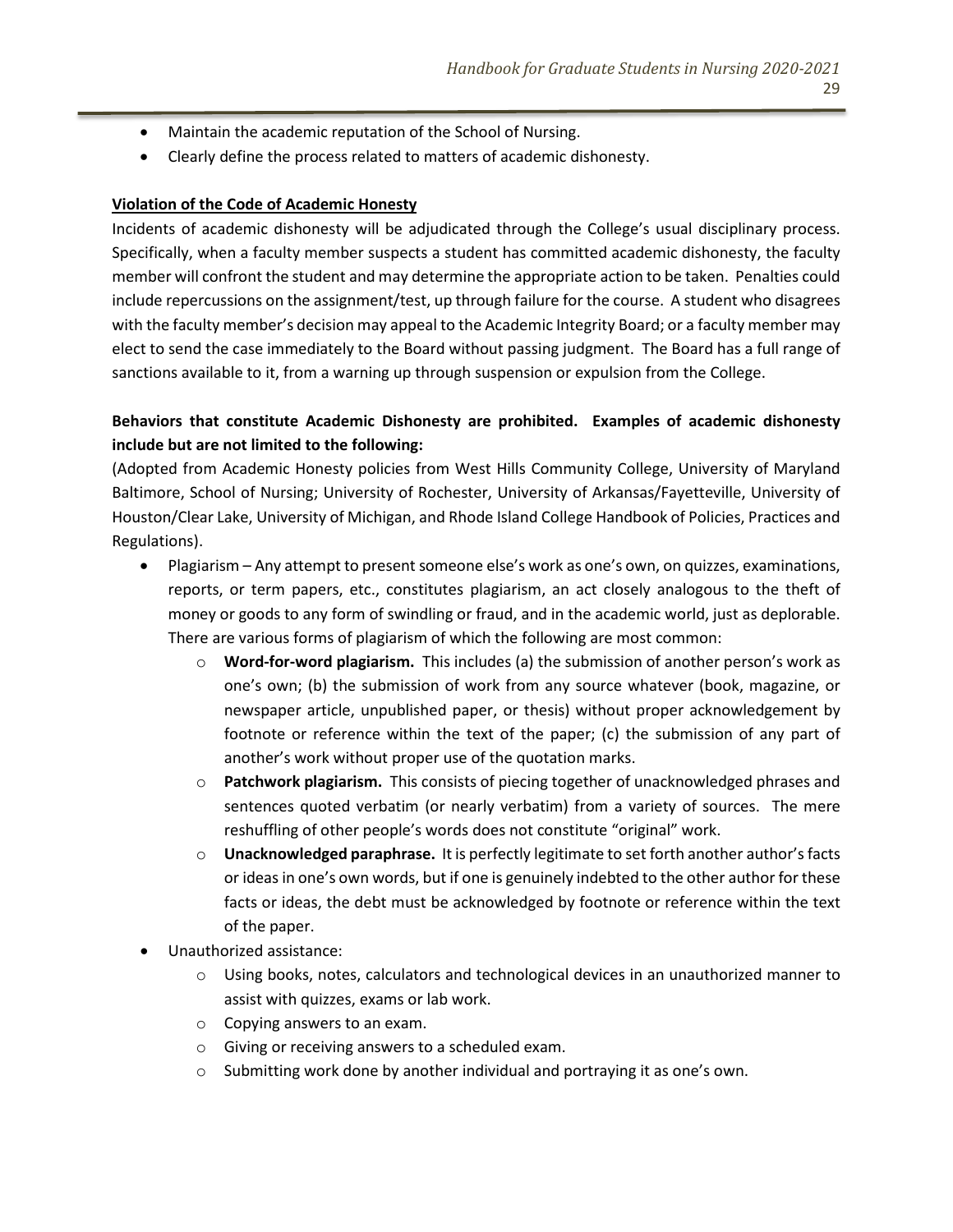- Maintain the academic reputation of the School of Nursing.
- Clearly define the process related to matters of academic dishonesty.

**Violation of the Code of Academic Honesty**

Incidents of academic dishonesty will be adjudicated through the College's usual disciplinary process. Specifically, when a faculty member suspects a student has committed academic dishonesty, the faculty member will confront the student and may determine the appropriate action to be taken. Penalties could include repercussions on the assignment/test, up through failure for the course. A student who disagrees with the faculty member's decision may appeal to the Academic Integrity Board; or a faculty member may elect to send the case immediately to the Board without passing judgment. The Board has a full range of sanctions available to it, from a warning up through suspension or expulsion from the College.

**Behaviors that constitute Academic Dishonesty are prohibited. Examples of academic dishonesty include but are not limited to the following:**

(Adopted from Academic Honesty policies from West Hills Community College, University of Maryland Baltimore, School of Nursing; University of Rochester, University of Arkansas/Fayetteville, University of Houston/Clear Lake, University of Michigan, and Rhode Island College Handbook of Policies, Practices and Regulations).

- Plagiarism – Any attempt to present someone else's work as one's own, on quizzes, examinations, reports, or term papers, etc., constitutes plagiarism, an act closely analogous to the theft of money or goods to any form of swindling or fraud, and in the academic world, just as deplorable. There are various forms of plagiarism of which the following are most common:
  - **Word-for-word plagiarism.** This includes (a) the submission of another person's work as one's own; (b) the submission of work from any source whatever (book, magazine, or newspaper article, unpublished paper, or thesis) without proper acknowledgement by footnote or reference within the text of the paper; (c) the submission of any part of another's work without proper use of the quotation marks.
  - **Patchwork plagiarism.** This consists of piecing together of unacknowledged phrases and sentences quoted verbatim (or nearly verbatim) from a variety of sources. The mere reshuffling of other people's words does not constitute "original" work.
  - **Unacknowledged paraphrase.** It is perfectly legitimate to set forth another author's facts or ideas in one's own words, but if one is genuinely indebted to the other author for these facts or ideas, the debt must be acknowledged by footnote or reference within the text of the paper.
- Unauthorized assistance:
  - Using books, notes, calculators and technological devices in an unauthorized manner to assist with quizzes, exams or lab work.
  - Copying answers to an exam.
  - Giving or receiving answers to a scheduled exam.
  - Submitting work done by another individual and portraying it as one's own.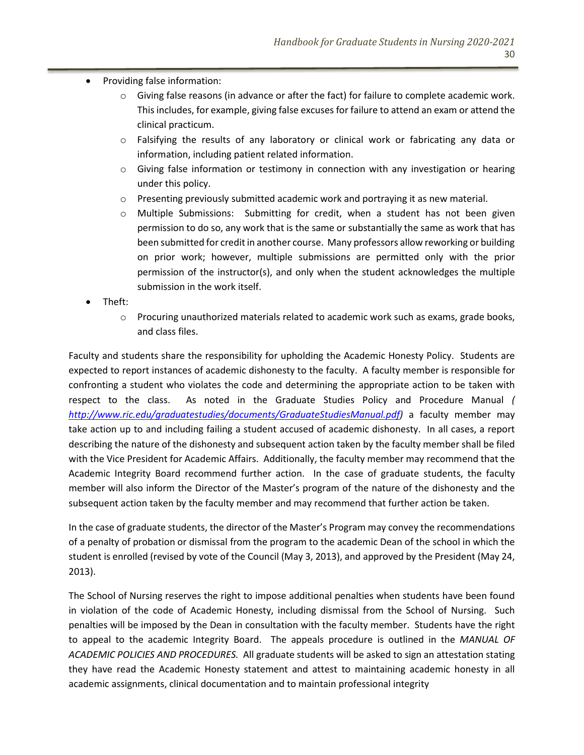- Providing false information:
    - Giving false reasons (in advance or after the fact) for failure to complete academic work. This includes, for example, giving false excuses for failure to attend an exam or attend the clinical practicum.
    - Falsifying the results of any laboratory or clinical work or fabricating any data or information, including patient related information.
    - Giving false information or testimony in connection with any investigation or hearing under this policy.
    - Presenting previously submitted academic work and portraying it as new material.
    - Multiple Submissions: Submitting for credit, when a student has not been given permission to do so, any work that is the same or substantially the same as work that has been submitted for credit in another course. Many professors allow reworking or building on prior work; however, multiple submissions are permitted only with the prior permission of the instructor(s), and only when the student acknowledges the multiple submission in the work itself.
- Theft:
    - Procuring unauthorized materials related to academic work such as exams, grade books, and class files.

Faculty and students share the responsibility for upholding the Academic Honesty Policy. Students are expected to report instances of academic dishonesty to the faculty. A faculty member is responsible for confronting a student who violates the code and determining the appropriate action to be taken with respect to the class. As noted in the Graduate Studies Policy and Procedure Manual *( http://www.ric.edu/graduatestudies/documents/GraduateStudiesManual.pdf)* a faculty member may take action up to and including failing a student accused of academic dishonesty. In all cases, a report describing the nature of the dishonesty and subsequent action taken by the faculty member shall be filed with the Vice President for Academic Affairs. Additionally, the faculty member may recommend that the Academic Integrity Board recommend further action. In the case of graduate students, the faculty member will also inform the Director of the Master's program of the nature of the dishonesty and the subsequent action taken by the faculty member and may recommend that further action be taken.

In the case of graduate students, the director of the Master's Program may convey the recommendations of a penalty of probation or dismissal from the program to the academic Dean of the school in which the student is enrolled (revised by vote of the Council (May 3, 2013), and approved by the President (May 24, 2013).

The School of Nursing reserves the right to impose additional penalties when students have been found in violation of the code of Academic Honesty, including dismissal from the School of Nursing. Such penalties will be imposed by the Dean in consultation with the faculty member. Students have the right to appeal to the academic Integrity Board. The appeals procedure is outlined in the *MANUAL OF ACADEMIC POLICIES AND PROCEDURES.* All graduate students will be asked to sign an attestation stating they have read the Academic Honesty statement and attest to maintaining academic honesty in all academic assignments, clinical documentation and to maintain professional integrity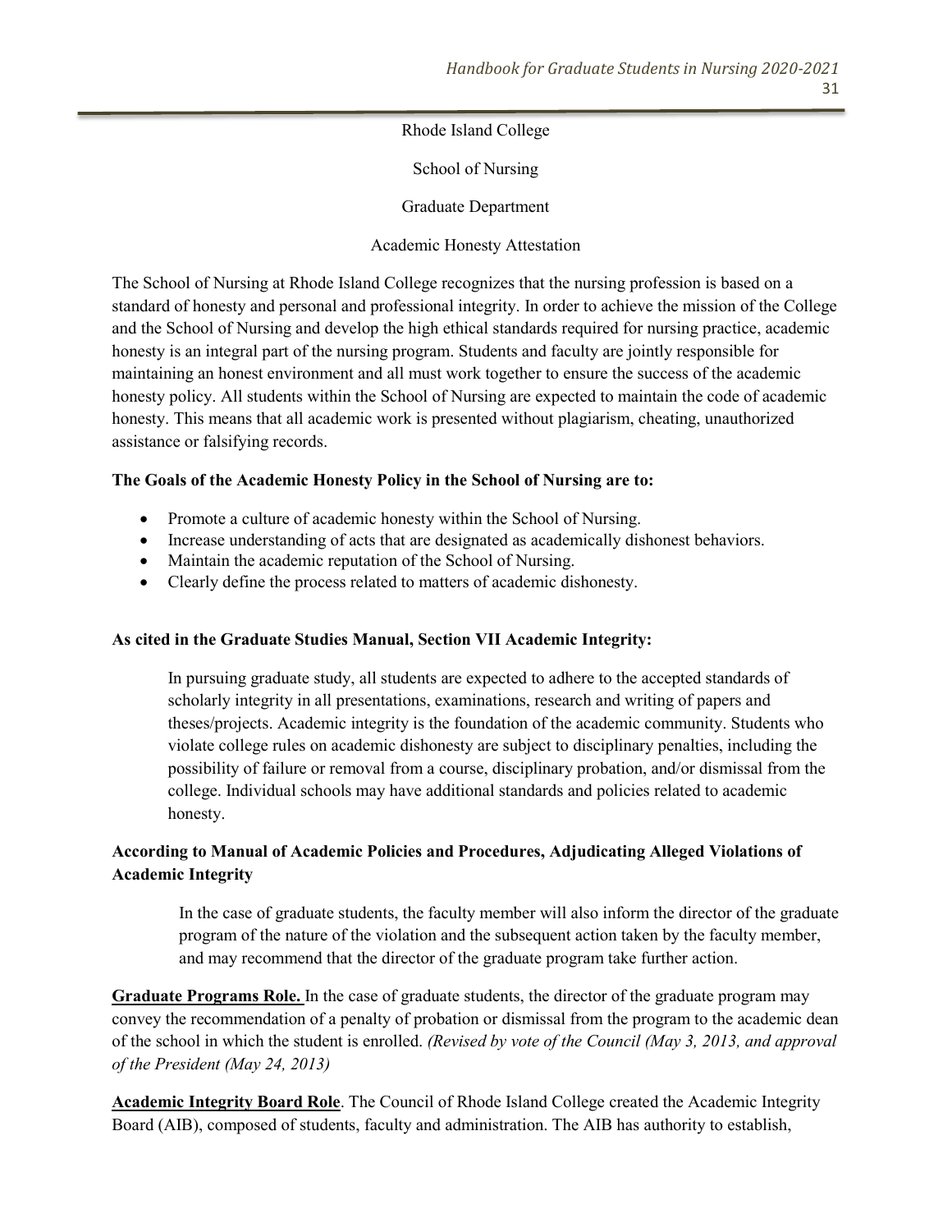Rhode Island College

School of Nursing

Graduate Department

Academic Honesty Attestation

The School of Nursing at Rhode Island College recognizes that the nursing profession is based on a standard of honesty and personal and professional integrity. In order to achieve the mission of the College and the School of Nursing and develop the high ethical standards required for nursing practice, academic honesty is an integral part of the nursing program. Students and faculty are jointly responsible for maintaining an honest environment and all must work together to ensure the success of the academic honesty policy. All students within the School of Nursing are expected to maintain the code of academic honesty. This means that all academic work is presented without plagiarism, cheating, unauthorized assistance or falsifying records.

**The Goals of the Academic Honesty Policy in the School of Nursing are to:**

- Promote a culture of academic honesty within the School of Nursing.
- Increase understanding of acts that are designated as academically dishonest behaviors.
- Maintain the academic reputation of the School of Nursing.
- Clearly define the process related to matters of academic dishonesty.

**As cited in the Graduate Studies Manual, Section VII Academic Integrity:**

> In pursuing graduate study, all students are expected to adhere to the accepted standards of scholarly integrity in all presentations, examinations, research and writing of papers and theses/projects. Academic integrity is the foundation of the academic community. Students who violate college rules on academic dishonesty are subject to disciplinary penalties, including the possibility of failure or removal from a course, disciplinary probation, and/or dismissal from the college. Individual schools may have additional standards and policies related to academic honesty.

**According to Manual of Academic Policies and Procedures, Adjudicating Alleged Violations of Academic Integrity**

> In the case of graduate students, the faculty member will also inform the director of the graduate program of the nature of the violation and the subsequent action taken by the faculty member, and may recommend that the director of the graduate program take further action.

**Graduate Programs Role.** In the case of graduate students, the director of the graduate program may convey the recommendation of a penalty of probation or dismissal from the program to the academic dean of the school in which the student is enrolled. *(Revised by vote of the Council (May 3, 2013, and approval of the President (May 24, 2013)*

**Academic Integrity Board Role**. The Council of Rhode Island College created the Academic Integrity Board (AIB), composed of students, faculty and administration. The AIB has authority to establish,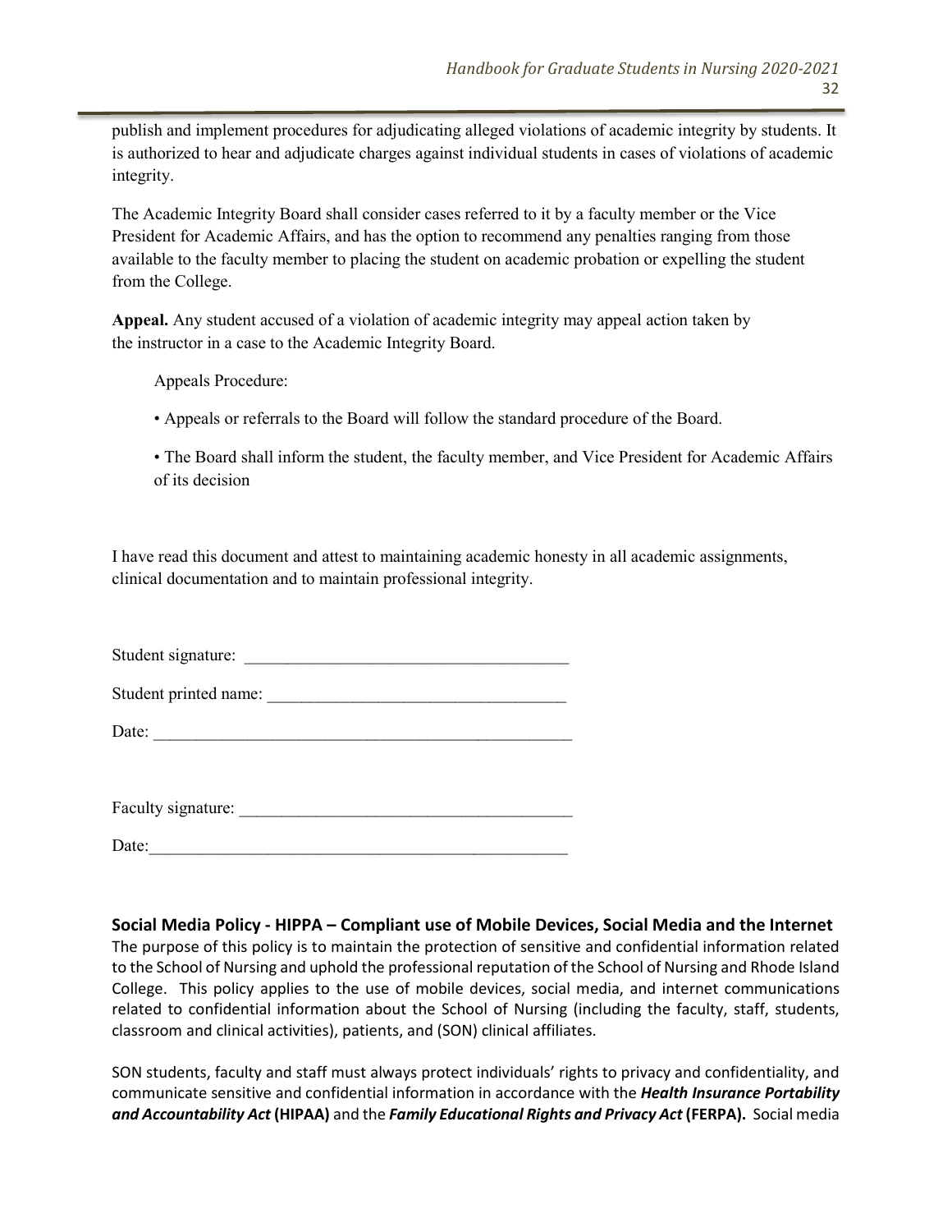publish and implement procedures for adjudicating alleged violations of academic integrity by students. It is authorized to hear and adjudicate charges against individual students in cases of violations of academic integrity.

The Academic Integrity Board shall consider cases referred to it by a faculty member or the Vice President for Academic Affairs, and has the option to recommend any penalties ranging from those available to the faculty member to placing the student on academic probation or expelling the student from the College.

**Appeal.** Any student accused of a violation of academic integrity may appeal action taken by the instructor in a case to the Academic Integrity Board.

Appeals Procedure:

- Appeals or referrals to the Board will follow the standard procedure of the Board.
- The Board shall inform the student, the faculty member, and Vice President for Academic Affairs of its decision

I have read this document and attest to maintaining academic honesty in all academic assignments, clinical documentation and to maintain professional integrity.

Student signature: ______________________________________

Student printed name: ___________________________________

Date: ________________________________________________

Faculty signature: ______________________________________

Date:________________________________________________

### Social Media Policy - HIPPA – Compliant use of Mobile Devices, Social Media and the Internet

The purpose of this policy is to maintain the protection of sensitive and confidential information related to the School of Nursing and uphold the professional reputation of the School of Nursing and Rhode Island College. This policy applies to the use of mobile devices, social media, and internet communications related to confidential information about the School of Nursing (including the faculty, staff, students, classroom and clinical activities), patients, and (SON) clinical affiliates.

SON students, faculty and staff must always protect individuals' rights to privacy and confidentiality, and communicate sensitive and confidential information in accordance with the ***Health Insurance Portability and Accountability Act*** **(HIPAA)** and the ***Family Educational Rights and Privacy Act*** **(FERPA).** Social media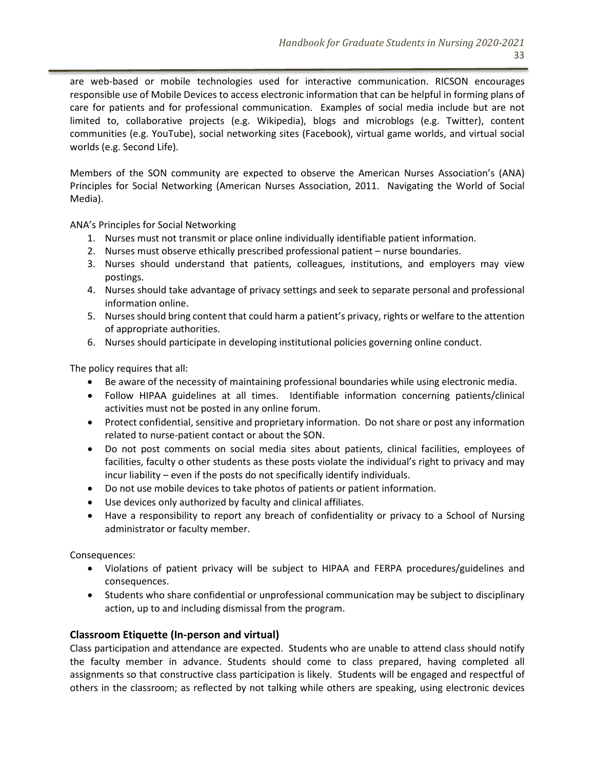are web-based or mobile technologies used for interactive communication. RICSON encourages responsible use of Mobile Devices to access electronic information that can be helpful in forming plans of care for patients and for professional communication. Examples of social media include but are not limited to, collaborative projects (e.g. Wikipedia), blogs and microblogs (e.g. Twitter), content communities (e.g. YouTube), social networking sites (Facebook), virtual game worlds, and virtual social worlds (e.g. Second Life).

Members of the SON community are expected to observe the American Nurses Association's (ANA) Principles for Social Networking (American Nurses Association, 2011. Navigating the World of Social Media).

ANA's Principles for Social Networking

1. Nurses must not transmit or place online individually identifiable patient information.
2. Nurses must observe ethically prescribed professional patient – nurse boundaries.
3. Nurses should understand that patients, colleagues, institutions, and employers may view postings.
4. Nurses should take advantage of privacy settings and seek to separate personal and professional information online.
5. Nurses should bring content that could harm a patient's privacy, rights or welfare to the attention of appropriate authorities.
6. Nurses should participate in developing institutional policies governing online conduct.

The policy requires that all:

- Be aware of the necessity of maintaining professional boundaries while using electronic media.
- Follow HIPAA guidelines at all times. Identifiable information concerning patients/clinical activities must not be posted in any online forum.
- Protect confidential, sensitive and proprietary information. Do not share or post any information related to nurse-patient contact or about the SON.
- Do not post comments on social media sites about patients, clinical facilities, employees of facilities, faculty o other students as these posts violate the individual's right to privacy and may incur liability – even if the posts do not specifically identify individuals.
- Do not use mobile devices to take photos of patients or patient information.
- Use devices only authorized by faculty and clinical affiliates.
- Have a responsibility to report any breach of confidentiality or privacy to a School of Nursing administrator or faculty member.

Consequences:

- Violations of patient privacy will be subject to HIPAA and FERPA procedures/guidelines and consequences.
- Students who share confidential or unprofessional communication may be subject to disciplinary action, up to and including dismissal from the program.

### Classroom Etiquette (In-person and virtual)

Class participation and attendance are expected. Students who are unable to attend class should notify the faculty member in advance. Students should come to class prepared, having completed all assignments so that constructive class participation is likely. Students will be engaged and respectful of others in the classroom; as reflected by not talking while others are speaking, using electronic devices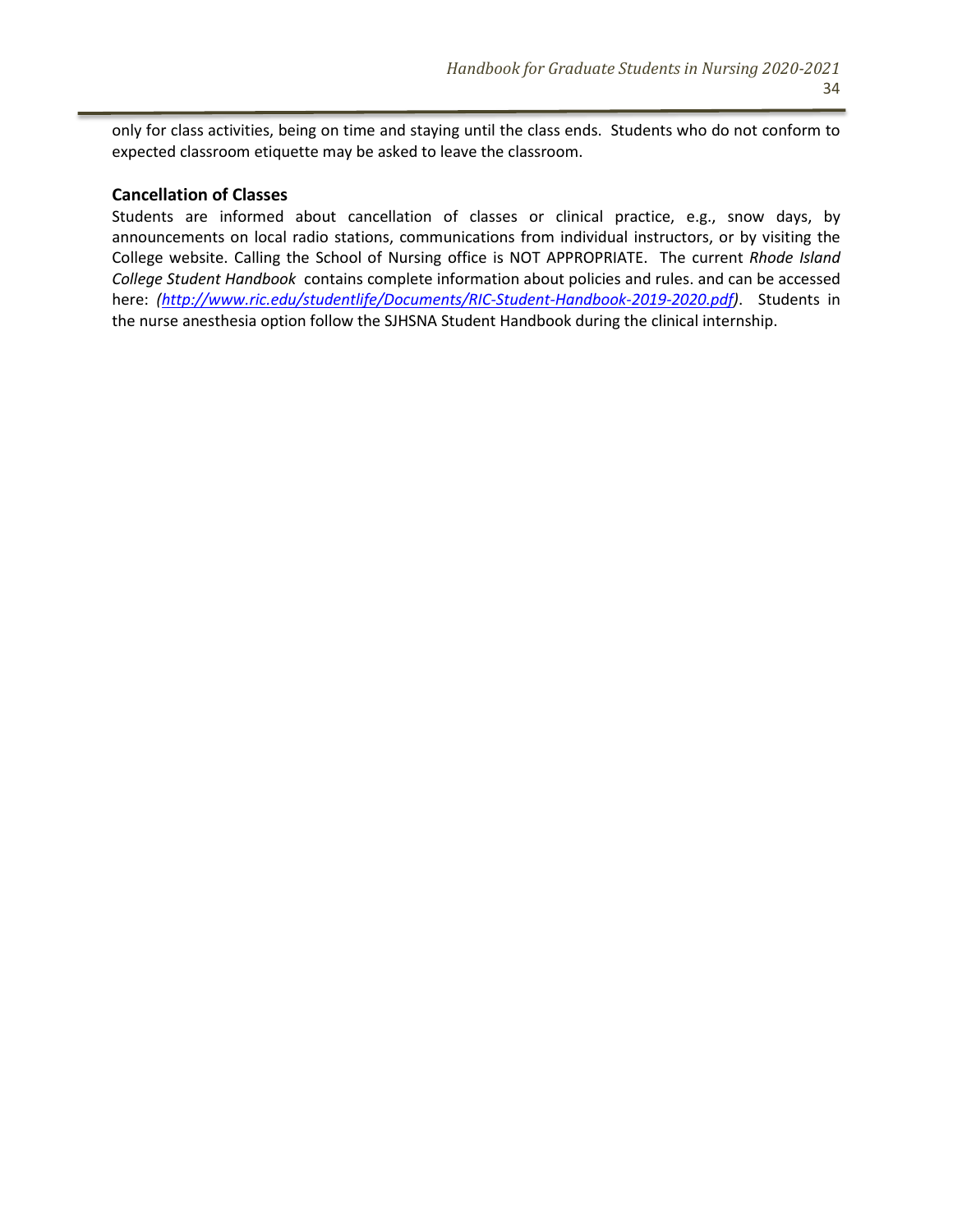only for class activities, being on time and staying until the class ends.  Students who do not conform to expected classroom etiquette may be asked to leave the classroom.

### Cancellation of Classes

Students are informed about cancellation of classes or clinical practice, e.g., snow days, by announcements on local radio stations, communications from individual instructors, or by visiting the College website. Calling the School of Nursing office is NOT APPROPRIATE.  The current *Rhode Island College Student Handbook* contains complete information about policies and rules. and can be accessed here: *([http://www.ric.edu/studentlife/Documents/RIC-Student-Handbook-2019-2020.pdf](http://www.ric.edu/studentlife/Documents/RIC-Student-Handbook-2019-2020.pdf))*.  Students in the nurse anesthesia option follow the SJHSNA Student Handbook during the clinical internship.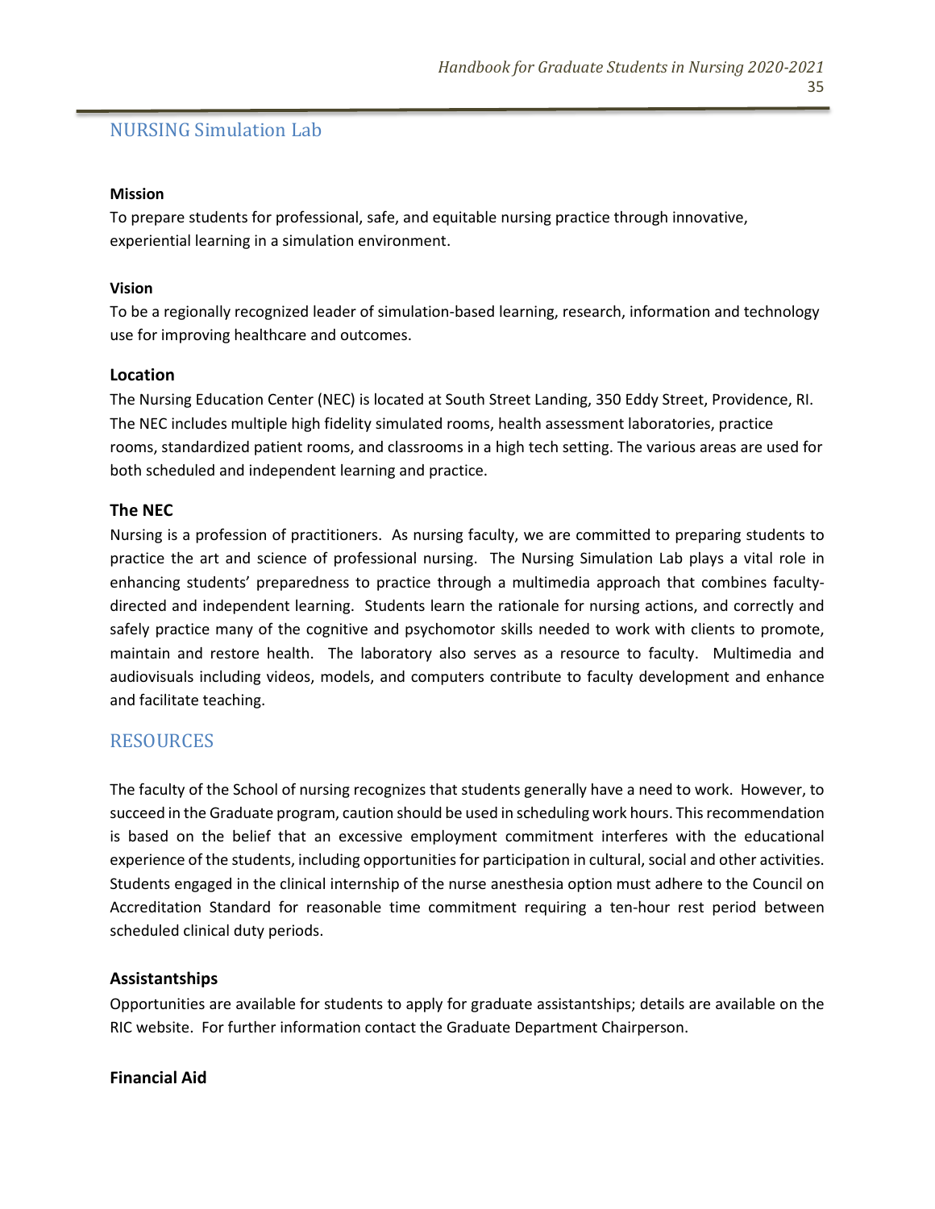## NURSING Simulation Lab

**Mission**

To prepare students for professional, safe, and equitable nursing practice through innovative, experiential learning in a simulation environment.

**Vision**

To be a regionally recognized leader of simulation-based learning, research, information and technology use for improving healthcare and outcomes.

### Location

The Nursing Education Center (NEC) is located at South Street Landing, 350 Eddy Street, Providence, RI. The NEC includes multiple high fidelity simulated rooms, health assessment laboratories, practice rooms, standardized patient rooms, and classrooms in a high tech setting. The various areas are used for both scheduled and independent learning and practice.

### The NEC

Nursing is a profession of practitioners. As nursing faculty, we are committed to preparing students to practice the art and science of professional nursing. The Nursing Simulation Lab plays a vital role in enhancing students' preparedness to practice through a multimedia approach that combines faculty-directed and independent learning. Students learn the rationale for nursing actions, and correctly and safely practice many of the cognitive and psychomotor skills needed to work with clients to promote, maintain and restore health. The laboratory also serves as a resource to faculty. Multimedia and audiovisuals including videos, models, and computers contribute to faculty development and enhance and facilitate teaching.

## RESOURCES

The faculty of the School of nursing recognizes that students generally have a need to work. However, to succeed in the Graduate program, caution should be used in scheduling work hours. This recommendation is based on the belief that an excessive employment commitment interferes with the educational experience of the students, including opportunities for participation in cultural, social and other activities. Students engaged in the clinical internship of the nurse anesthesia option must adhere to the Council on Accreditation Standard for reasonable time commitment requiring a ten-hour rest period between scheduled clinical duty periods.

### Assistantships

Opportunities are available for students to apply for graduate assistantships; details are available on the RIC website. For further information contact the Graduate Department Chairperson.

### Financial Aid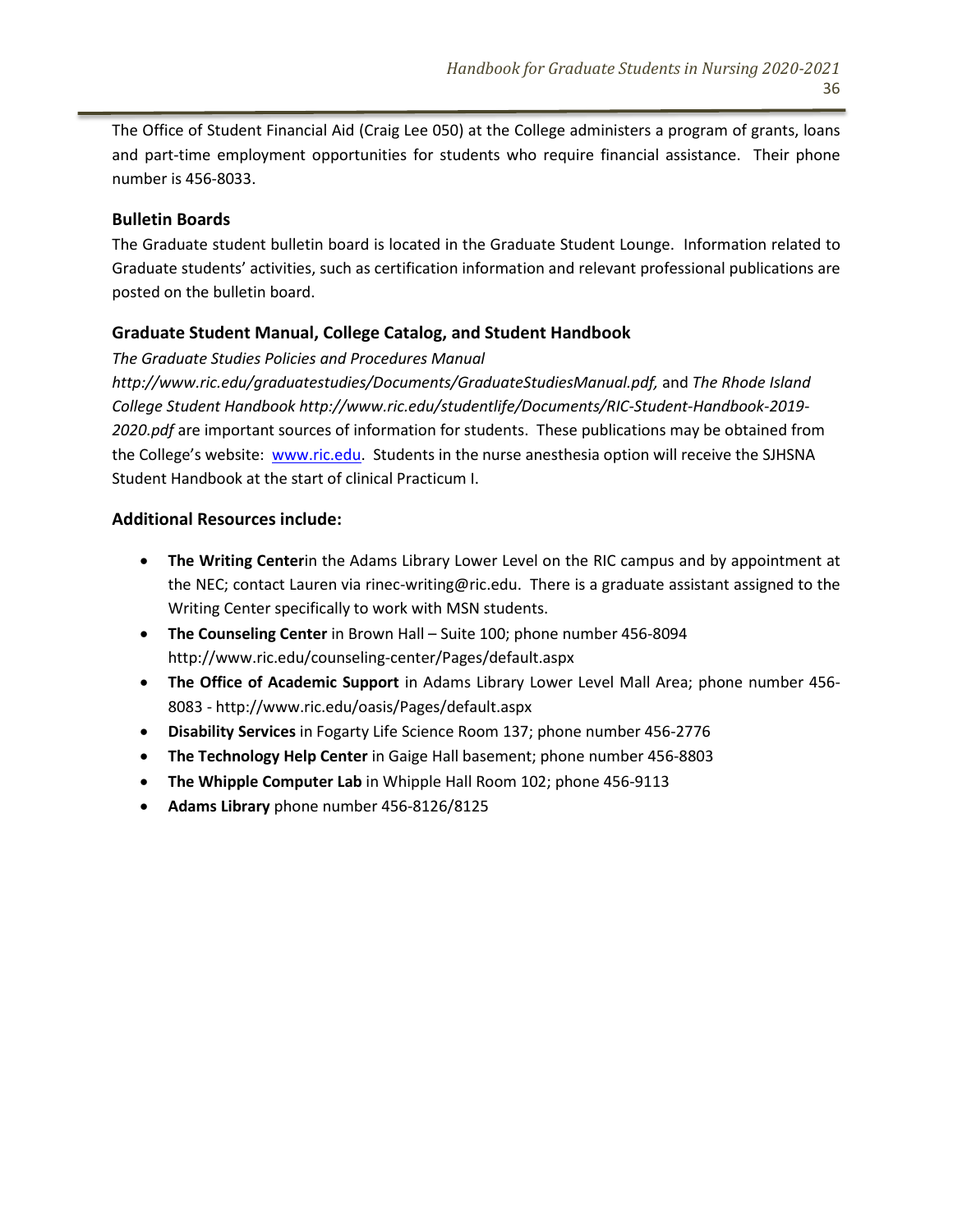The Office of Student Financial Aid (Craig Lee 050) at the College administers a program of grants, loans and part-time employment opportunities for students who require financial assistance. Their phone number is 456-8033.

### Bulletin Boards

The Graduate student bulletin board is located in the Graduate Student Lounge. Information related to Graduate students' activities, such as certification information and relevant professional publications are posted on the bulletin board.

### Graduate Student Manual, College Catalog, and Student Handbook

*The Graduate Studies Policies and Procedures Manual http://www.ric.edu/graduatestudies/Documents/GraduateStudiesManual.pdf,* and *The Rhode Island College Student Handbook http://www.ric.edu/studentlife/Documents/RIC-Student-Handbook-2019-2020.pdf* are important sources of information for students. These publications may be obtained from the College's website: [www.ric.edu](http://www.ric.edu). Students in the nurse anesthesia option will receive the SJHSNA Student Handbook at the start of clinical Practicum I.

### Additional Resources include:

- **The Writing Center**in the Adams Library Lower Level on the RIC campus and by appointment at the NEC; contact Lauren via rinec-writing@ric.edu. There is a graduate assistant assigned to the Writing Center specifically to work with MSN students.
- **The Counseling Center** in Brown Hall – Suite 100; phone number 456-8094 http://www.ric.edu/counseling-center/Pages/default.aspx
- **The Office of Academic Support** in Adams Library Lower Level Mall Area; phone number 456-8083 - http://www.ric.edu/oasis/Pages/default.aspx
- **Disability Services** in Fogarty Life Science Room 137; phone number 456-2776
- **The Technology Help Center** in Gaige Hall basement; phone number 456-8803
- **The Whipple Computer Lab** in Whipple Hall Room 102; phone 456-9113
- **Adams Library** phone number 456-8126/8125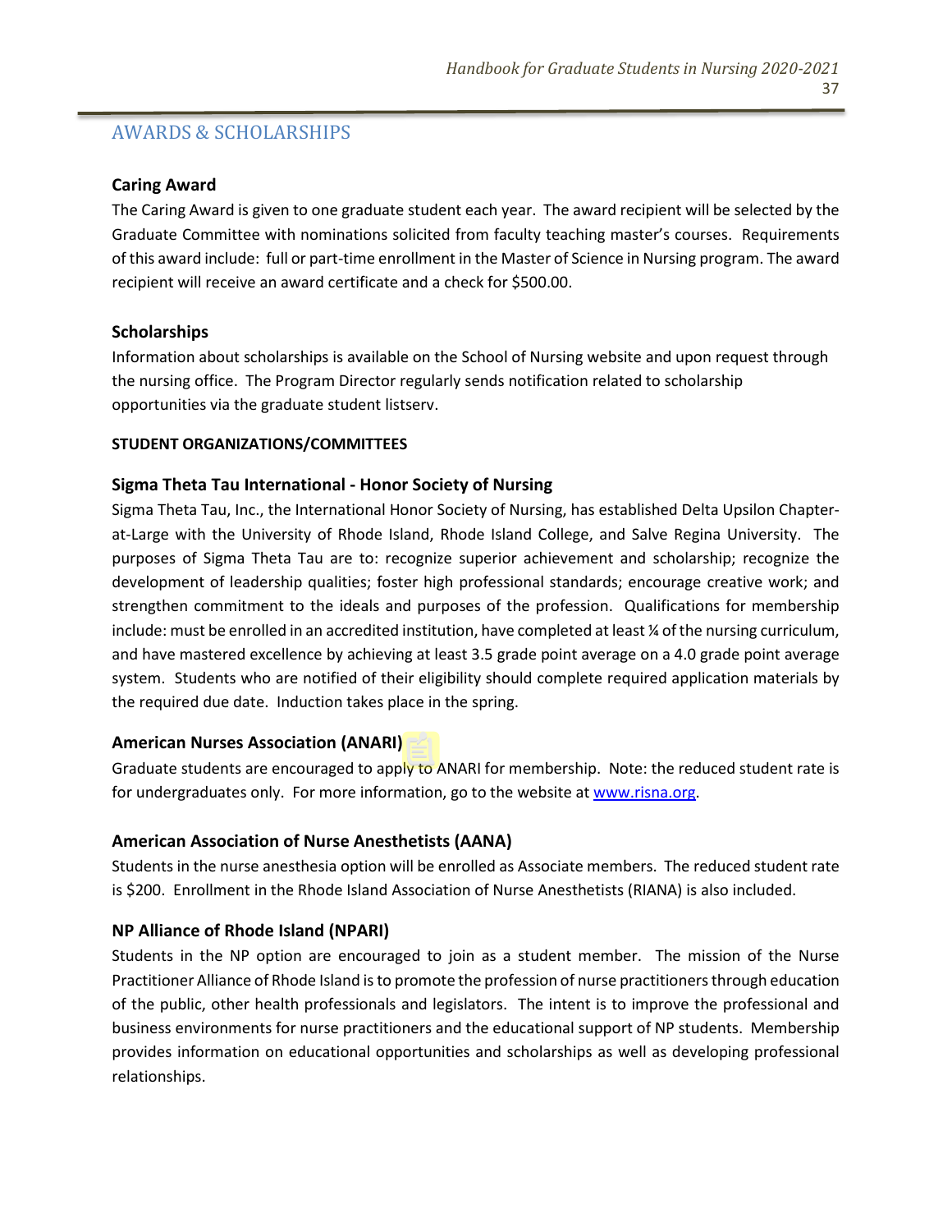## AWARDS & SCHOLARSHIPS

### Caring Award

The Caring Award is given to one graduate student each year. The award recipient will be selected by the Graduate Committee with nominations solicited from faculty teaching master's courses. Requirements of this award include: full or part-time enrollment in the Master of Science in Nursing program. The award recipient will receive an award certificate and a check for $500.00.

### Scholarships

Information about scholarships is available on the School of Nursing website and upon request through the nursing office. The Program Director regularly sends notification related to scholarship opportunities via the graduate student listserv.

**STUDENT ORGANIZATIONS/COMMITTEES**

### Sigma Theta Tau International - Honor Society of Nursing

Sigma Theta Tau, Inc., the International Honor Society of Nursing, has established Delta Upsilon Chapter-at-Large with the University of Rhode Island, Rhode Island College, and Salve Regina University. The purposes of Sigma Theta Tau are to: recognize superior achievement and scholarship; recognize the development of leadership qualities; foster high professional standards; encourage creative work; and strengthen commitment to the ideals and purposes of the profession. Qualifications for membership include: must be enrolled in an accredited institution, have completed at least ¼ of the nursing curriculum, and have mastered excellence by achieving at least 3.5 grade point average on a 4.0 grade point average system. Students who are notified of their eligibility should complete required application materials by the required due date. Induction takes place in the spring.

### American Nurses Association (ANARI)

Graduate students are encouraged to apply to ANARI for membership. Note: the reduced student rate is for undergraduates only. For more information, go to the website at [www.risna.org](http://www.risna.org).

### American Association of Nurse Anesthetists (AANA)

Students in the nurse anesthesia option will be enrolled as Associate members. The reduced student rate is $200. Enrollment in the Rhode Island Association of Nurse Anesthetists (RIANA) is also included.

### NP Alliance of Rhode Island (NPARI)

Students in the NP option are encouraged to join as a student member. The mission of the Nurse Practitioner Alliance of Rhode Island is to promote the profession of nurse practitioners through education of the public, other health professionals and legislators. The intent is to improve the professional and business environments for nurse practitioners and the educational support of NP students. Membership provides information on educational opportunities and scholarships as well as developing professional relationships.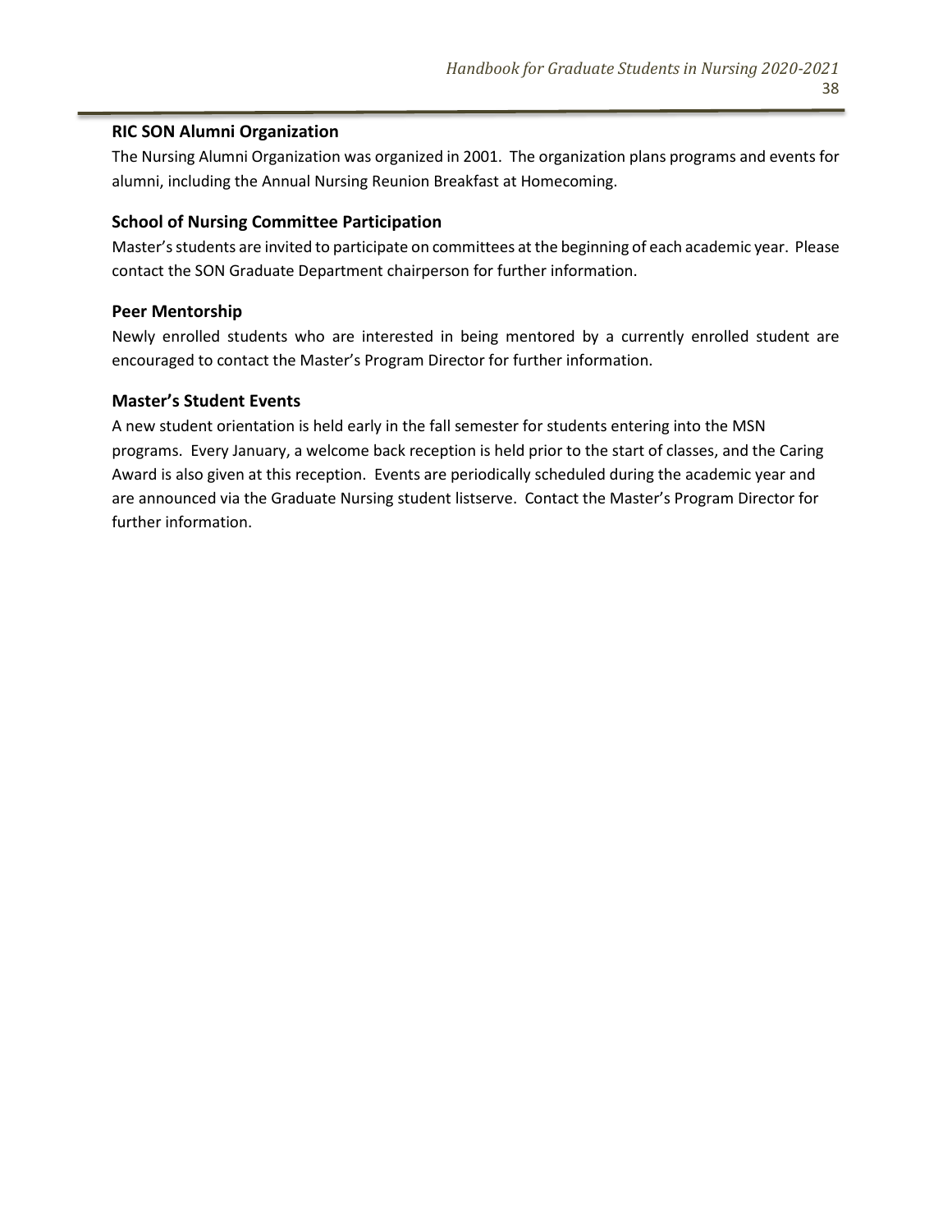### RIC SON Alumni Organization

The Nursing Alumni Organization was organized in 2001. The organization plans programs and events for alumni, including the Annual Nursing Reunion Breakfast at Homecoming.

### School of Nursing Committee Participation

Master's students are invited to participate on committees at the beginning of each academic year. Please contact the SON Graduate Department chairperson for further information.

### Peer Mentorship

Newly enrolled students who are interested in being mentored by a currently enrolled student are encouraged to contact the Master's Program Director for further information.

### Master's Student Events

A new student orientation is held early in the fall semester for students entering into the MSN programs. Every January, a welcome back reception is held prior to the start of classes, and the Caring Award is also given at this reception. Events are periodically scheduled during the academic year and are announced via the Graduate Nursing student listserve. Contact the Master's Program Director for further information.